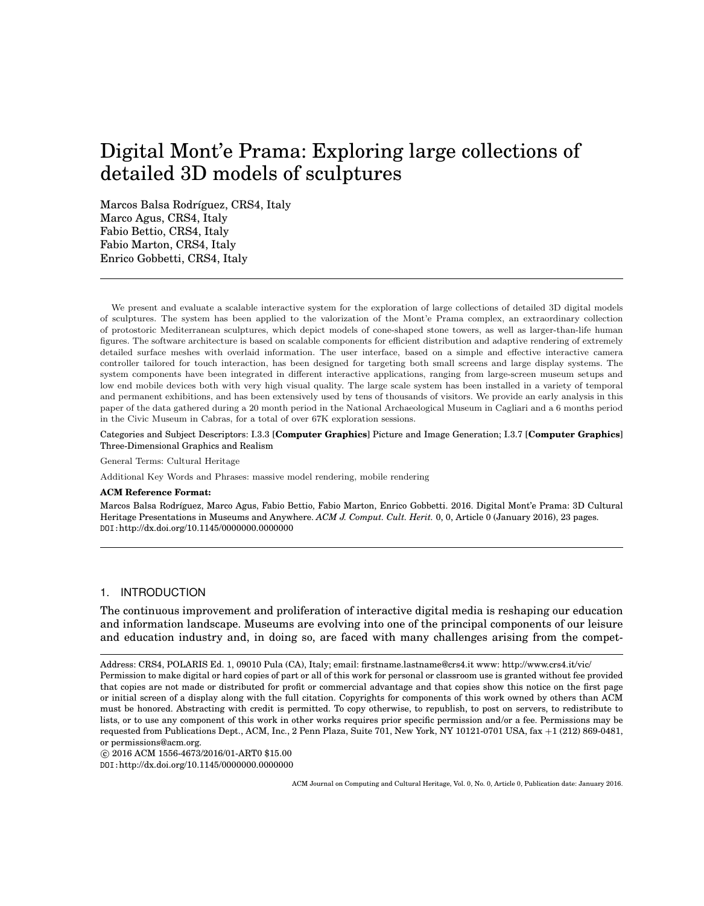# Digital Mont'e Prama: Exploring large collections of detailed 3D models of sculptures

Marcos Balsa Rodríguez, CRS4, Italy
Marco Agus, CRS4, Italy
Fabio Bettio, CRS4, Italy
Fabio Marton, CRS4, Italy
Enrico Gobbetti, CRS4, Italy

---

We present and evaluate a scalable interactive system for the exploration of large collections of detailed 3D digital models of sculptures. The system has been applied to the valorization of the Mont'e Prama complex, an extraordinary collection of protostoric Mediterranean sculptures, which depict models of cone-shaped stone towers, as well as larger-than-life human figures. The software architecture is based on scalable components for efficient distribution and adaptive rendering of extremely detailed surface meshes with overlaid information. The user interface, based on a simple and effective interactive camera controller tailored for touch interaction, has been designed for targeting both small screens and large display systems. The system components have been integrated in different interactive applications, ranging from large-screen museum setups and low end mobile devices both with very high visual quality. The large scale system has been installed in a variety of temporal and permanent exhibitions, and has been extensively used by tens of thousands of visitors. We provide an early analysis in this paper of the data gathered during a 20 month period in the National Archaeological Museum in Cagliari and a 6 months period in the Civic Museum in Cabras, for a total of over 67K exploration sessions.

Categories and Subject Descriptors: I.3.3 [**Computer Graphics**] Picture and Image Generation; I.3.7 [**Computer Graphics**] Three-Dimensional Graphics and Realism

General Terms: Cultural Heritage

Additional Key Words and Phrases: massive model rendering, mobile rendering

**ACM Reference Format:**

Marcos Balsa Rodríguez, Marco Agus, Fabio Bettio, Fabio Marton, Enrico Gobbetti. 2016. Digital Mont'e Prama: 3D Cultural Heritage Presentations in Museums and Anywhere. *ACM J. Comput. Cult. Herit.* 0, 0, Article 0 (January 2016), 23 pages.
DOI:http://dx.doi.org/10.1145/0000000.0000000

---

## 1. INTRODUCTION

The continuous improvement and proliferation of interactive digital media is reshaping our education and information landscape. Museums are evolving into one of the principal components of our leisure and education industry and, in doing so, are faced with many challenges arising from the compet-

---

Address: CRS4, POLARIS Ed. 1, 09010 Pula (CA), Italy; email: firstname.lastname@crs4.it www: http://www.crs4.it/vic/
Permission to make digital or hard copies of part or all of this work for personal or classroom use is granted without fee provided that copies are not made or distributed for profit or commercial advantage and that copies show this notice on the first page or initial screen of a display along with the full citation. Copyrights for components of this work owned by others than ACM must be honored. Abstracting with credit is permitted. To copy otherwise, to republish, to post on servers, to redistribute to lists, or to use any component of this work in other works requires prior specific permission and/or a fee. Permissions may be requested from Publications Dept., ACM, Inc., 2 Penn Plaza, Suite 701, New York, NY 10121-0701 USA, fax +1 (212) 869-0481, or permissions@acm.org.
© 2016 ACM 1556-4673/2016/01-ART0 $15.00
DOI:http://dx.doi.org/10.1145/0000000.0000000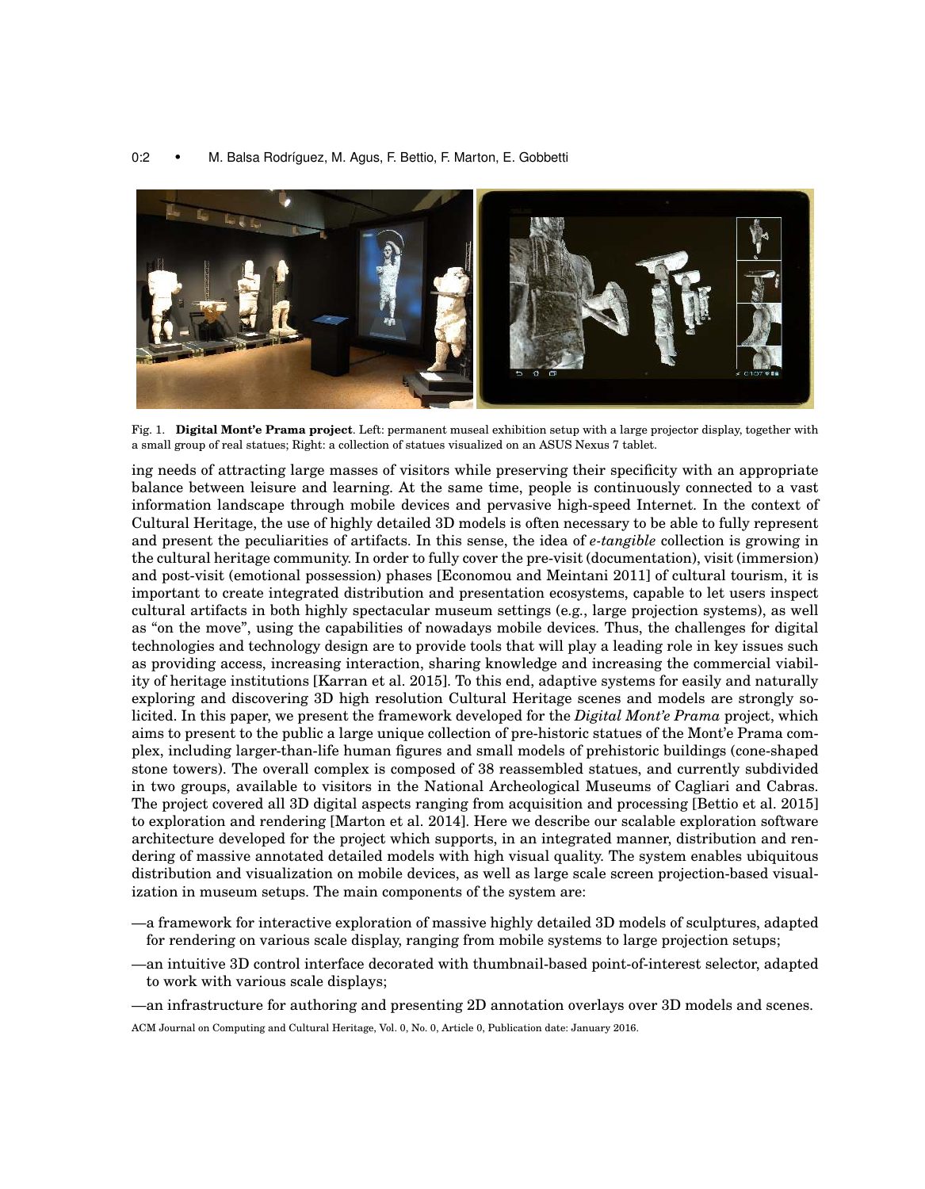Fig. 1. **Digital Mont'e Prama project**. Left: permanent museal exhibition setup with a large projector display, together with a small group of real statues; Right: a collection of statues visualized on an ASUS Nexus 7 tablet.

ing needs of attracting large masses of visitors while preserving their specificity with an appropriate balance between leisure and learning. At the same time, people is continuously connected to a vast information landscape through mobile devices and pervasive high-speed Internet. In the context of Cultural Heritage, the use of highly detailed 3D models is often necessary to be able to fully represent and present the peculiarities of artifacts. In this sense, the idea of *e-tangible* collection is growing in the cultural heritage community. In order to fully cover the pre-visit (documentation), visit (immersion) and post-visit (emotional possession) phases [Economou and Meintani 2011] of cultural tourism, it is important to create integrated distribution and presentation ecosystems, capable to let users inspect cultural artifacts in both highly spectacular museum settings (e.g., large projection systems), as well as "on the move", using the capabilities of nowadays mobile devices. Thus, the challenges for digital technologies and technology design are to provide tools that will play a leading role in key issues such as providing access, increasing interaction, sharing knowledge and increasing the commercial viability of heritage institutions [Karran et al. 2015]. To this end, adaptive systems for easily and naturally exploring and discovering 3D high resolution Cultural Heritage scenes and models are strongly solicited. In this paper, we present the framework developed for the *Digital Mont'e Prama* project, which aims to present to the public a large unique collection of pre-historic statues of the Mont'e Prama complex, including larger-than-life human figures and small models of prehistoric buildings (cone-shaped stone towers). The overall complex is composed of 38 reassembled statues, and currently subdivided in two groups, available to visitors in the National Archeological Museums of Cagliari and Cabras. The project covered all 3D digital aspects ranging from acquisition and processing [Bettio et al. 2015] to exploration and rendering [Marton et al. 2014]. Here we describe our scalable exploration software architecture developed for the project which supports, in an integrated manner, distribution and rendering of massive annotated detailed models with high visual quality. The system enables ubiquitous distribution and visualization on mobile devices, as well as large scale screen projection-based visualization in museum setups. The main components of the system are:

—a framework for interactive exploration of massive highly detailed 3D models of sculptures, adapted for rendering on various scale display, ranging from mobile systems to large projection setups;

—an intuitive 3D control interface decorated with thumbnail-based point-of-interest selector, adapted to work with various scale displays;

—an infrastructure for authoring and presenting 2D annotation overlays over 3D models and scenes.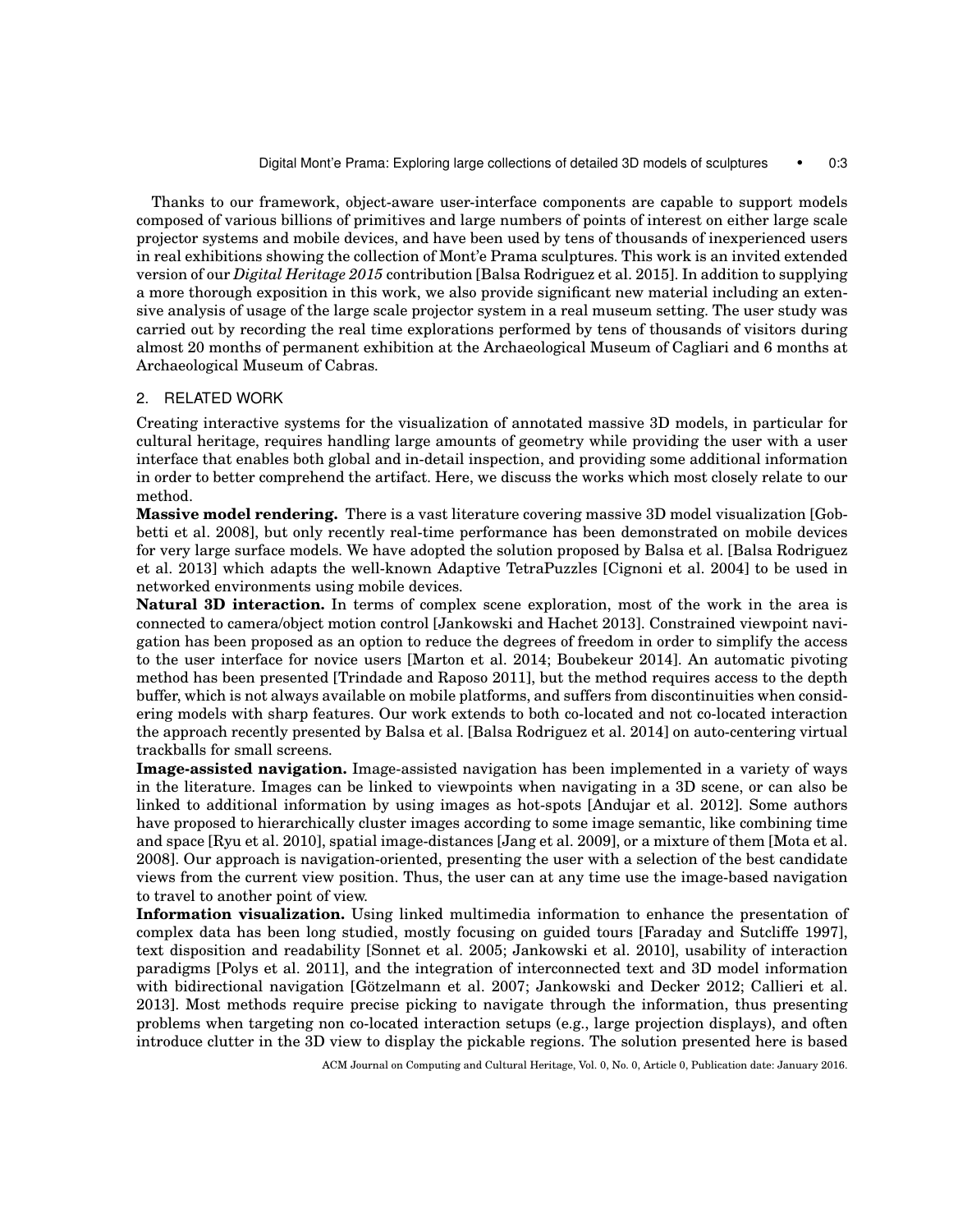Thanks to our framework, object-aware user-interface components are capable to support models composed of various billions of primitives and large numbers of points of interest on either large scale projector systems and mobile devices, and have been used by tens of thousands of inexperienced users in real exhibitions showing the collection of Mont'e Prama sculptures. This work is an invited extended version of our *Digital Heritage 2015* contribution [Balsa Rodriguez et al. 2015]. In addition to supplying a more thorough exposition in this work, we also provide significant new material including an extensive analysis of usage of the large scale projector system in a real museum setting. The user study was carried out by recording the real time explorations performed by tens of thousands of visitors during almost 20 months of permanent exhibition at the Archaeological Museum of Cagliari and 6 months at Archaeological Museum of Cabras.

## 2. RELATED WORK

Creating interactive systems for the visualization of annotated massive 3D models, in particular for cultural heritage, requires handling large amounts of geometry while providing the user with a user interface that enables both global and in-detail inspection, and providing some additional information in order to better comprehend the artifact. Here, we discuss the works which most closely relate to our method.

**Massive model rendering.** There is a vast literature covering massive 3D model visualization [Gobbetti et al. 2008], but only recently real-time performance has been demonstrated on mobile devices for very large surface models. We have adopted the solution proposed by Balsa et al. [Balsa Rodriguez et al. 2013] which adapts the well-known Adaptive TetraPuzzles [Cignoni et al. 2004] to be used in networked environments using mobile devices.

**Natural 3D interaction.** In terms of complex scene exploration, most of the work in the area is connected to camera/object motion control [Jankowski and Hachet 2013]. Constrained viewpoint navigation has been proposed as an option to reduce the degrees of freedom in order to simplify the access to the user interface for novice users [Marton et al. 2014; Boubekeur 2014]. An automatic pivoting method has been presented [Trindade and Raposo 2011], but the method requires access to the depth buffer, which is not always available on mobile platforms, and suffers from discontinuities when considering models with sharp features. Our work extends to both co-located and not co-located interaction the approach recently presented by Balsa et al. [Balsa Rodriguez et al. 2014] on auto-centering virtual trackballs for small screens.

**Image-assisted navigation.** Image-assisted navigation has been implemented in a variety of ways in the literature. Images can be linked to viewpoints when navigating in a 3D scene, or can also be linked to additional information by using images as hot-spots [Andujar et al. 2012]. Some authors have proposed to hierarchically cluster images according to some image semantic, like combining time and space [Ryu et al. 2010], spatial image-distances [Jang et al. 2009], or a mixture of them [Mota et al. 2008]. Our approach is navigation-oriented, presenting the user with a selection of the best candidate views from the current view position. Thus, the user can at any time use the image-based navigation to travel to another point of view.

**Information visualization.** Using linked multimedia information to enhance the presentation of complex data has been long studied, mostly focusing on guided tours [Faraday and Sutcliffe 1997], text disposition and readability [Sonnet et al. 2005; Jankowski et al. 2010], usability of interaction paradigms [Polys et al. 2011], and the integration of interconnected text and 3D model information with bidirectional navigation [Götzelmann et al. 2007; Jankowski and Decker 2012; Callieri et al. 2013]. Most methods require precise picking to navigate through the information, thus presenting problems when targeting non co-located interaction setups (e.g., large projection displays), and often introduce clutter in the 3D view to display the pickable regions. The solution presented here is based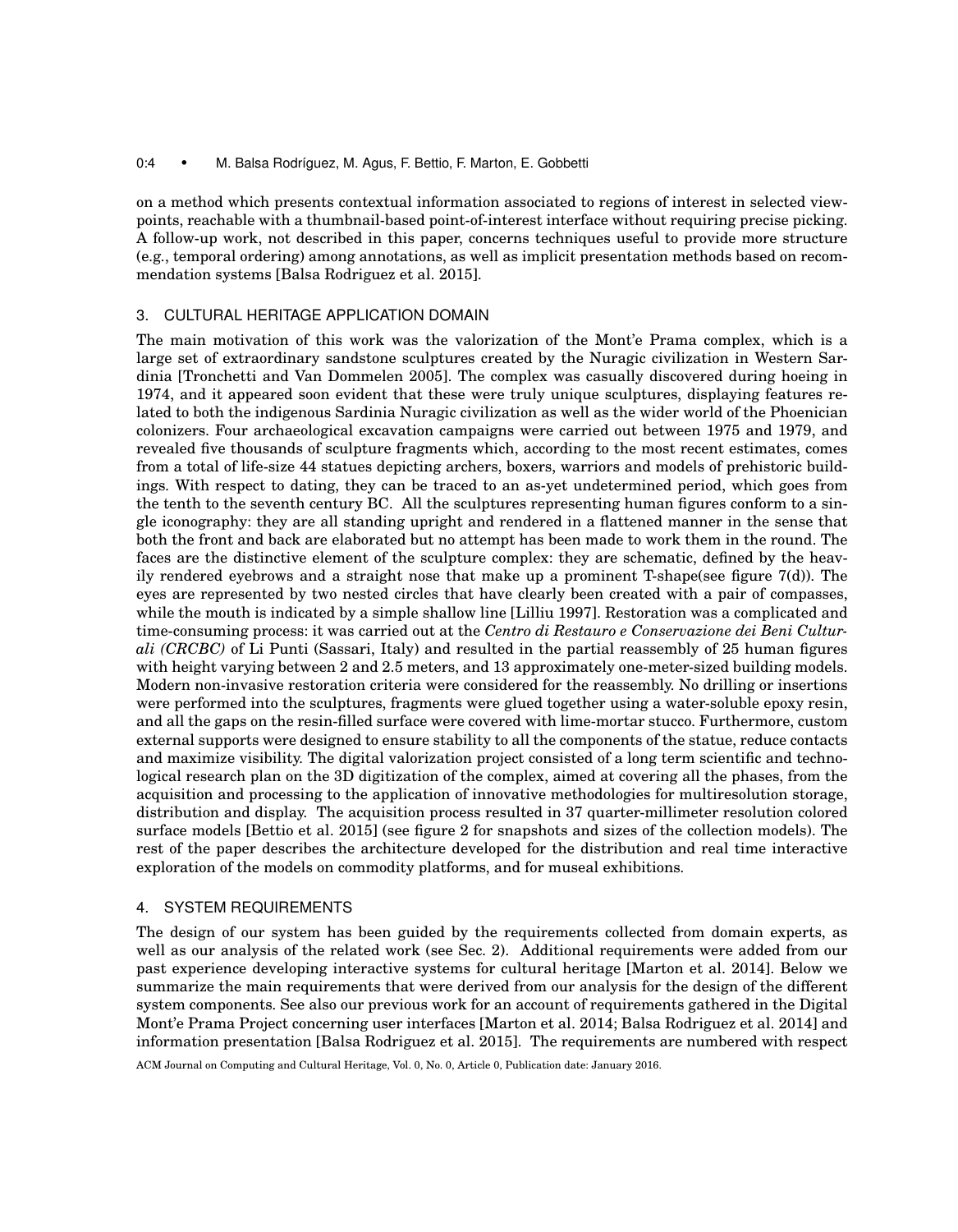on a method which presents contextual information associated to regions of interest in selected viewpoints, reachable with a thumbnail-based point-of-interest interface without requiring precise picking. A follow-up work, not described in this paper, concerns techniques useful to provide more structure (e.g., temporal ordering) among annotations, as well as implicit presentation methods based on recommendation systems [Balsa Rodriguez et al. 2015].

## 3. CULTURAL HERITAGE APPLICATION DOMAIN

The main motivation of this work was the valorization of the Mont'e Prama complex, which is a large set of extraordinary sandstone sculptures created by the Nuragic civilization in Western Sardinia [Tronchetti and Van Dommelen 2005]. The complex was casually discovered during hoeing in 1974, and it appeared soon evident that these were truly unique sculptures, displaying features related to both the indigenous Sardinia Nuragic civilization as well as the wider world of the Phoenician colonizers. Four archaeological excavation campaigns were carried out between 1975 and 1979, and revealed five thousands of sculpture fragments which, according to the most recent estimates, comes from a total of life-size 44 statues depicting archers, boxers, warriors and models of prehistoric buildings. With respect to dating, they can be traced to an as-yet undetermined period, which goes from the tenth to the seventh century BC. All the sculptures representing human figures conform to a single iconography: they are all standing upright and rendered in a flattened manner in the sense that both the front and back are elaborated but no attempt has been made to work them in the round. The faces are the distinctive element of the sculpture complex: they are schematic, defined by the heavily rendered eyebrows and a straight nose that make up a prominent T-shape(see figure 7(d)). The eyes are represented by two nested circles that have clearly been created with a pair of compasses, while the mouth is indicated by a simple shallow line [Lilliu 1997]. Restoration was a complicated and time-consuming process: it was carried out at the *Centro di Restauro e Conservazione dei Beni Culturali (CRCBC)* of Li Punti (Sassari, Italy) and resulted in the partial reassembly of 25 human figures with height varying between 2 and 2.5 meters, and 13 approximately one-meter-sized building models. Modern non-invasive restoration criteria were considered for the reassembly. No drilling or insertions were performed into the sculptures, fragments were glued together using a water-soluble epoxy resin, and all the gaps on the resin-filled surface were covered with lime-mortar stucco. Furthermore, custom external supports were designed to ensure stability to all the components of the statue, reduce contacts and maximize visibility. The digital valorization project consisted of a long term scientific and technological research plan on the 3D digitization of the complex, aimed at covering all the phases, from the acquisition and processing to the application of innovative methodologies for multiresolution storage, distribution and display. The acquisition process resulted in 37 quarter-millimeter resolution colored surface models [Bettio et al. 2015] (see figure 2 for snapshots and sizes of the collection models). The rest of the paper describes the architecture developed for the distribution and real time interactive exploration of the models on commodity platforms, and for museal exhibitions.

## 4. SYSTEM REQUIREMENTS

The design of our system has been guided by the requirements collected from domain experts, as well as our analysis of the related work (see Sec. 2). Additional requirements were added from our past experience developing interactive systems for cultural heritage [Marton et al. 2014]. Below we summarize the main requirements that were derived from our analysis for the design of the different system components. See also our previous work for an account of requirements gathered in the Digital Mont'e Prama Project concerning user interfaces [Marton et al. 2014; Balsa Rodriguez et al. 2014] and information presentation [Balsa Rodriguez et al. 2015]. The requirements are numbered with respect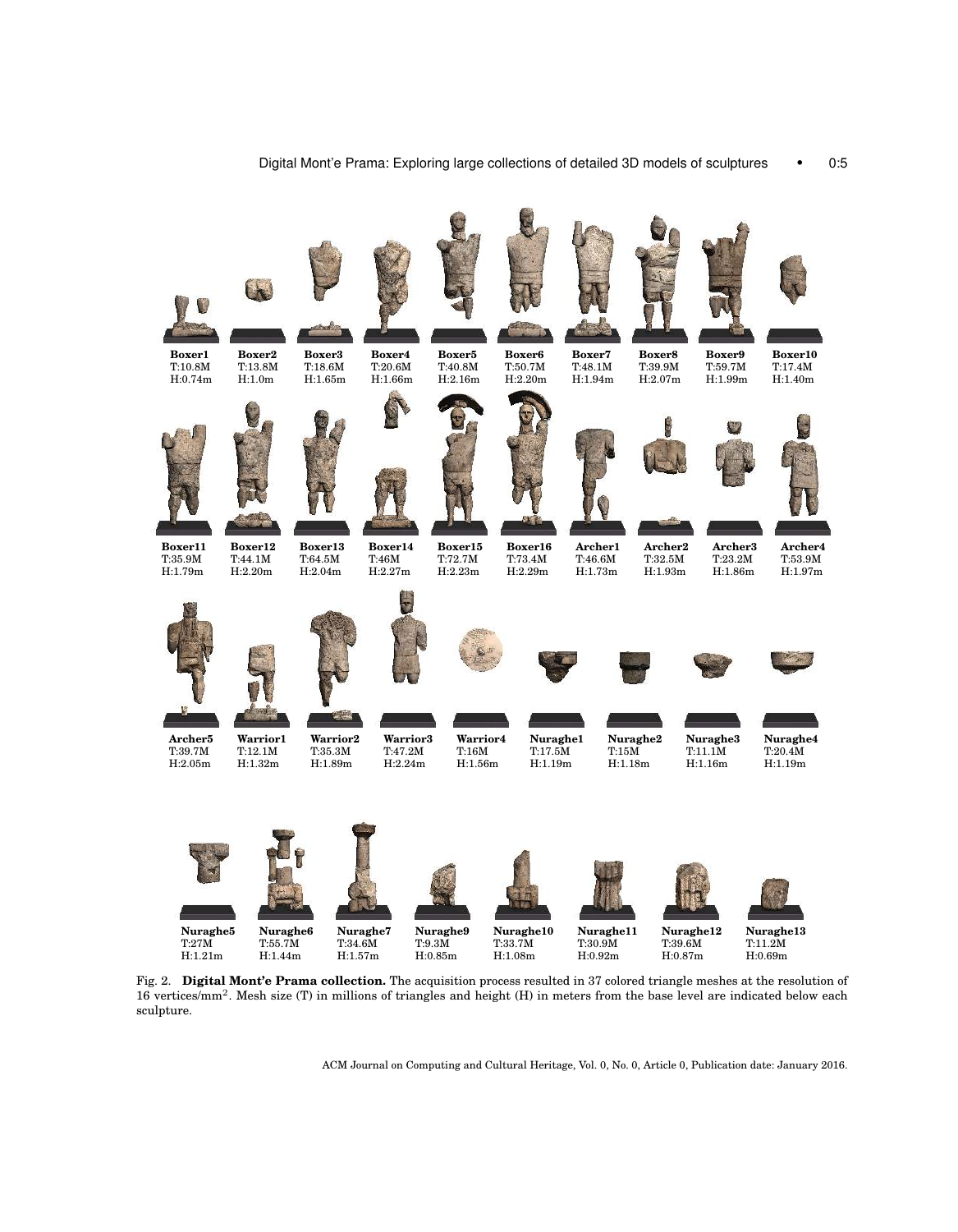| Sculpture | T | H |
|---|---|---|
| **Boxer1** | T:10.8M | H:0.74m |
| **Boxer2** | T:13.8M | H:1.0m |
| **Boxer3** | T:18.6M | H:1.65m |
| **Boxer4** | T:20.6M | H:1.66m |
| **Boxer5** | T:40.8M | H:2.16m |
| **Boxer6** | T:50.7M | H:2.20m |
| **Boxer7** | T:48.1M | H:1.94m |
| **Boxer8** | T:39.9M | H:2.07m |
| **Boxer9** | T:59.7M | H:1.99m |
| **Boxer10** | T:17.4M | H:1.40m |
| **Boxer11** | T:35.9M | H:1.79m |
| **Boxer12** | T:44.1M | H:2.20m |
| **Boxer13** | T:64.5M | H:2.04m |
| **Boxer14** | T:46M | H:2.27m |
| **Boxer15** | T:72.7M | H:2.23m |
| **Boxer16** | T:73.4M | H:2.29m |
| **Archer1** | T:46.6M | H:1.73m |
| **Archer2** | T:32.5M | H:1.93m |
| **Archer3** | T:23.2M | H:1.86m |
| **Archer4** | T:53.9M | H:1.97m |
| **Archer5** | T:39.7M | H:2.05m |
| **Warrior1** | T:12.1M | H:1.32m |
| **Warrior2** | T:35.3M | H:1.89m |
| **Warrior3** | T:47.2M | H:2.24m |
| **Warrior4** | T:16M | H:1.56m |
| **Nuraghe1** | T:17.5M | H:1.19m |
| **Nuraghe2** | T:15M | H:1.18m |
| **Nuraghe3** | T:11.1M | H:1.16m |
| **Nuraghe4** | T:20.4M | H:1.19m |
| **Nuraghe5** | T:27M | H:1.21m |
| **Nuraghe6** | T:55.7M | H:1.44m |
| **Nuraghe7** | T:34.6M | H:1.57m |
| **Nuraghe9** | T:9.3M | H:0.85m |
| **Nuraghe10** | T:33.7M | H:1.08m |
| **Nuraghe11** | T:30.9M | H:0.92m |
| **Nuraghe12** | T:39.6M | H:0.87m |
| **Nuraghe13** | T:11.2M | H:0.69m |

Fig. 2. **Digital Mont'e Prama collection.** The acquisition process resulted in 37 colored triangle meshes at the resolution of 16 vertices/mm$^2$. Mesh size (T) in millions of triangles and height (H) in meters from the base level are indicated below each sculpture.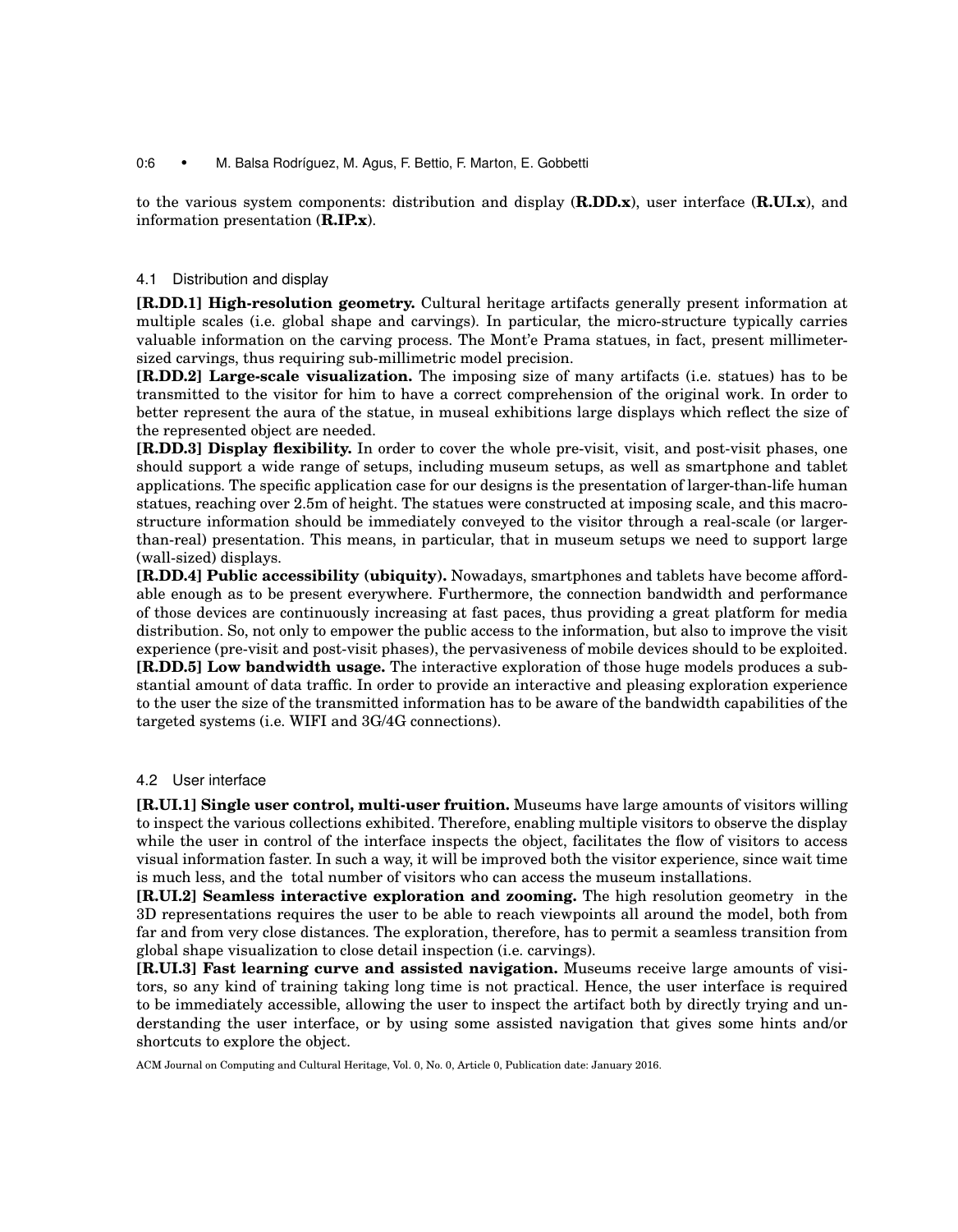to the various system components: distribution and display (**R.DD.x**), user interface (**R.UI.x**), and information presentation (**R.IP.x**).

### 4.1 Distribution and display

**[R.DD.1] High-resolution geometry.** Cultural heritage artifacts generally present information at multiple scales (i.e. global shape and carvings). In particular, the micro-structure typically carries valuable information on the carving process. The Mont'e Prama statues, in fact, present millimeter-sized carvings, thus requiring sub-millimetric model precision.

**[R.DD.2] Large-scale visualization.** The imposing size of many artifacts (i.e. statues) has to be transmitted to the visitor for him to have a correct comprehension of the original work. In order to better represent the aura of the statue, in museal exhibitions large displays which reflect the size of the represented object are needed.

**[R.DD.3] Display flexibility.** In order to cover the whole pre-visit, visit, and post-visit phases, one should support a wide range of setups, including museum setups, as well as smartphone and tablet applications. The specific application case for our designs is the presentation of larger-than-life human statues, reaching over 2.5m of height. The statues were constructed at imposing scale, and this macro-structure information should be immediately conveyed to the visitor through a real-scale (or larger-than-real) presentation. This means, in particular, that in museum setups we need to support large (wall-sized) displays.

**[R.DD.4] Public accessibility (ubiquity).** Nowadays, smartphones and tablets have become affordable enough as to be present everywhere. Furthermore, the connection bandwidth and performance of those devices are continuously increasing at fast paces, thus providing a great platform for media distribution. So, not only to empower the public access to the information, but also to improve the visit experience (pre-visit and post-visit phases), the pervasiveness of mobile devices should to be exploited.

**[R.DD.5] Low bandwidth usage.** The interactive exploration of those huge models produces a substantial amount of data traffic. In order to provide an interactive and pleasing exploration experience to the user the size of the transmitted information has to be aware of the bandwidth capabilities of the targeted systems (i.e. WIFI and 3G/4G connections).

### 4.2 User interface

**[R.UI.1] Single user control, multi-user fruition.** Museums have large amounts of visitors willing to inspect the various collections exhibited. Therefore, enabling multiple visitors to observe the display while the user in control of the interface inspects the object, facilitates the flow of visitors to access visual information faster. In such a way, it will be improved both the visitor experience, since wait time is much less, and the total number of visitors who can access the museum installations.

**[R.UI.2] Seamless interactive exploration and zooming.** The high resolution geometry in the 3D representations requires the user to be able to reach viewpoints all around the model, both from far and from very close distances. The exploration, therefore, has to permit a seamless transition from global shape visualization to close detail inspection (i.e. carvings).

**[R.UI.3] Fast learning curve and assisted navigation.** Museums receive large amounts of visitors, so any kind of training taking long time is not practical. Hence, the user interface is required to be immediately accessible, allowing the user to inspect the artifact both by directly trying and understanding the user interface, or by using some assisted navigation that gives some hints and/or shortcuts to explore the object.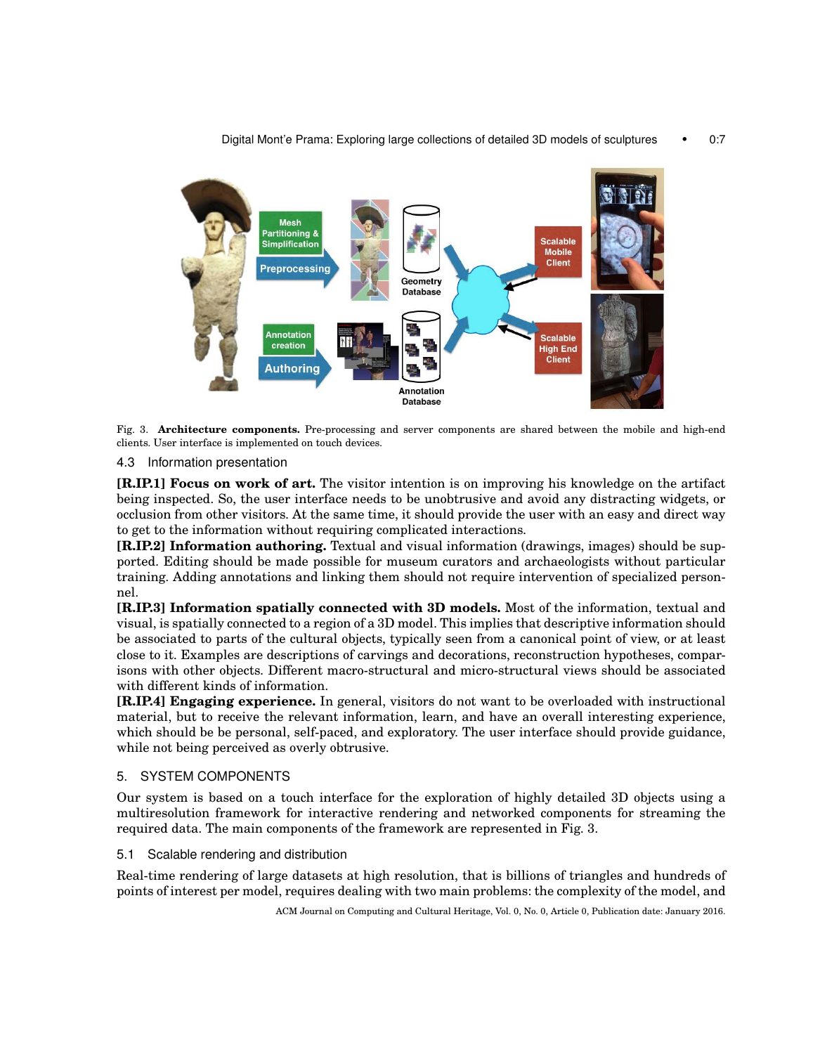Fig. 3. **Architecture components.** Pre-processing and server components are shared between the mobile and high-end clients. User interface is implemented on touch devices.

### 4.3 Information presentation

**[R.IP.1] Focus on work of art.** The visitor intention is on improving his knowledge on the artifact being inspected. So, the user interface needs to be unobtrusive and avoid any distracting widgets, or occlusion from other visitors. At the same time, it should provide the user with an easy and direct way to get to the information without requiring complicated interactions.

**[R.IP.2] Information authoring.** Textual and visual information (drawings, images) should be supported. Editing should be made possible for museum curators and archaeologists without particular training. Adding annotations and linking them should not require intervention of specialized personnel.

**[R.IP.3] Information spatially connected with 3D models.** Most of the information, textual and visual, is spatially connected to a region of a 3D model. This implies that descriptive information should be associated to parts of the cultural objects, typically seen from a canonical point of view, or at least close to it. Examples are descriptions of carvings and decorations, reconstruction hypotheses, comparisons with other objects. Different macro-structural and micro-structural views should be associated with different kinds of information.

**[R.IP.4] Engaging experience.** In general, visitors do not want to be overloaded with instructional material, but to receive the relevant information, learn, and have an overall interesting experience, which should be personal, self-paced, and exploratory. The user interface should provide guidance, while not being perceived as overly obtrusive.

## 5. SYSTEM COMPONENTS

Our system is based on a touch interface for the exploration of highly detailed 3D objects using a multiresolution framework for interactive rendering and networked components for streaming the required data. The main components of the framework are represented in Fig. 3.

### 5.1 Scalable rendering and distribution

Real-time rendering of large datasets at high resolution, that is billions of triangles and hundreds of points of interest per model, requires dealing with two main problems: the complexity of the model, and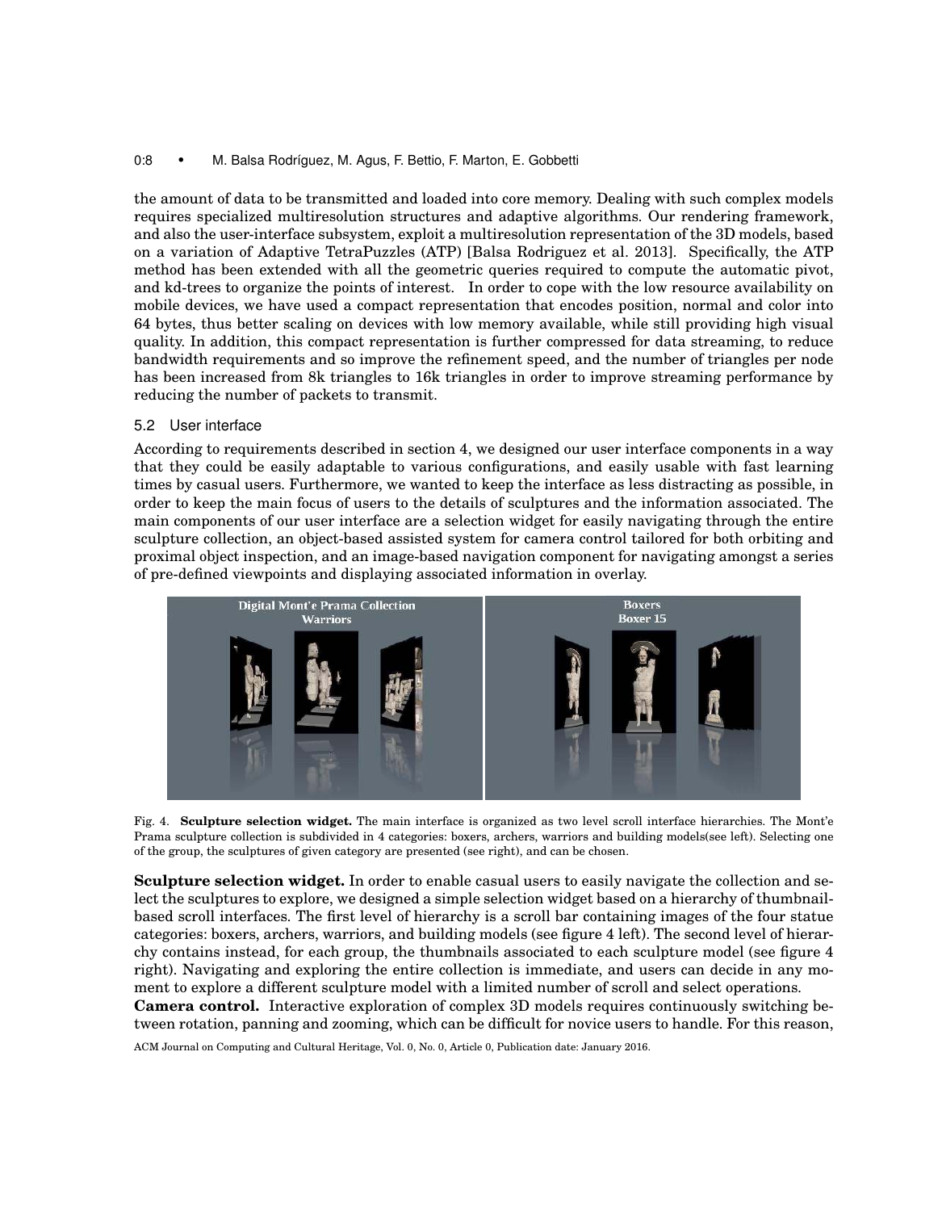the amount of data to be transmitted and loaded into core memory. Dealing with such complex models requires specialized multiresolution structures and adaptive algorithms. Our rendering framework, and also the user-interface subsystem, exploit a multiresolution representation of the 3D models, based on a variation of Adaptive TetraPuzzles (ATP) [Balsa Rodriguez et al. 2013]. Specifically, the ATP method has been extended with all the geometric queries required to compute the automatic pivot, and kd-trees to organize the points of interest. In order to cope with the low resource availability on mobile devices, we have used a compact representation that encodes position, normal and color into 64 bytes, thus better scaling on devices with low memory available, while still providing high visual quality. In addition, this compact representation is further compressed for data streaming, to reduce bandwidth requirements and so improve the refinement speed, and the number of triangles per node has been increased from 8k triangles to 16k triangles in order to improve streaming performance by reducing the number of packets to transmit.

## 5.2 User interface

According to requirements described in section 4, we designed our user interface components in a way that they could be easily adaptable to various configurations, and easily usable with fast learning times by casual users. Furthermore, we wanted to keep the interface as less distracting as possible, in order to keep the main focus of users to the details of sculptures and the information associated. The main components of our user interface are a selection widget for easily navigating through the entire sculpture collection, an object-based assisted system for camera control tailored for both orbiting and proximal object inspection, and an image-based navigation component for navigating amongst a series of pre-defined viewpoints and displaying associated information in overlay.

Fig. 4. **Sculpture selection widget.** The main interface is organized as two level scroll interface hierarchies. The Mont'e Prama sculpture collection is subdivided in 4 categories: boxers, archers, warriors and building models(see left). Selecting one of the group, the sculptures of given category are presented (see right), and can be chosen.

**Sculpture selection widget.** In order to enable casual users to easily navigate the collection and select the sculptures to explore, we designed a simple selection widget based on a hierarchy of thumbnail-based scroll interfaces. The first level of hierarchy is a scroll bar containing images of the four statue categories: boxers, archers, warriors, and building models (see figure 4 left). The second level of hierarchy contains instead, for each group, the thumbnails associated to each sculpture model (see figure 4 right). Navigating and exploring the entire collection is immediate, and users can decide in any moment to explore a different sculpture model with a limited number of scroll and select operations.

**Camera control.** Interactive exploration of complex 3D models requires continuously switching between rotation, panning and zooming, which can be difficult for novice users to handle. For this reason,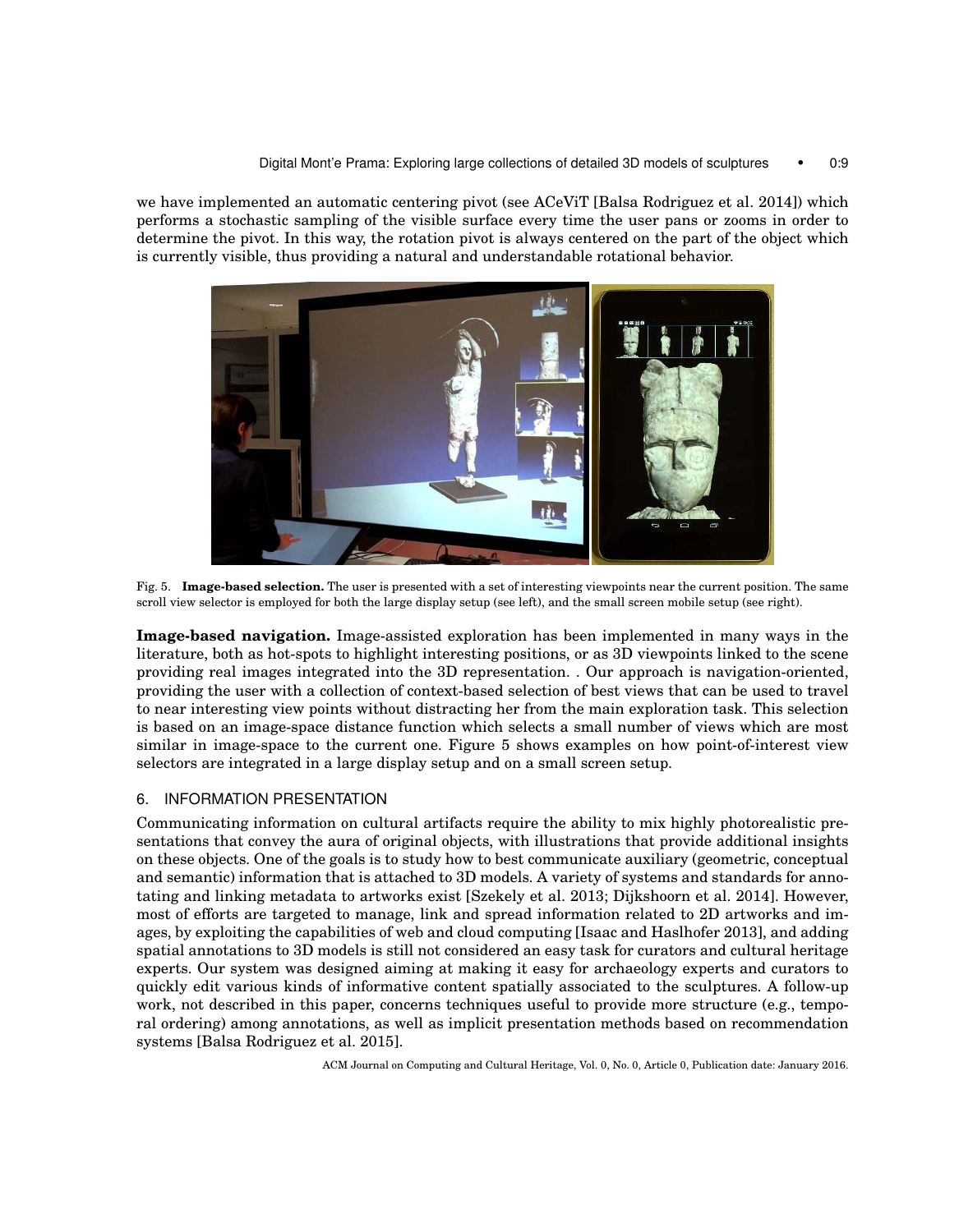we have implemented an automatic centering pivot (see ACeViT [Balsa Rodriguez et al. 2014]) which performs a stochastic sampling of the visible surface every time the user pans or zooms in order to determine the pivot. In this way, the rotation pivot is always centered on the part of the object which is currently visible, thus providing a natural and understandable rotational behavior.

Fig. 5. **Image-based selection.** The user is presented with a set of interesting viewpoints near the current position. The same scroll view selector is employed for both the large display setup (see left), and the small screen mobile setup (see right).

**Image-based navigation.** Image-assisted exploration has been implemented in many ways in the literature, both as hot-spots to highlight interesting positions, or as 3D viewpoints linked to the scene providing real images integrated into the 3D representation. . Our approach is navigation-oriented, providing the user with a collection of context-based selection of best views that can be used to travel to near interesting view points without distracting her from the main exploration task. This selection is based on an image-space distance function which selects a small number of views which are most similar in image-space to the current one. Figure 5 shows examples on how point-of-interest view selectors are integrated in a large display setup and on a small screen setup.

## 6. INFORMATION PRESENTATION

Communicating information on cultural artifacts require the ability to mix highly photorealistic presentations that convey the aura of original objects, with illustrations that provide additional insights on these objects. One of the goals is to study how to best communicate auxiliary (geometric, conceptual and semantic) information that is attached to 3D models. A variety of systems and standards for annotating and linking metadata to artworks exist [Szekely et al. 2013; Dijkshoorn et al. 2014]. However, most of efforts are targeted to manage, link and spread information related to 2D artworks and images, by exploiting the capabilities of web and cloud computing [Isaac and Haslhofer 2013], and adding spatial annotations to 3D models is still not considered an easy task for curators and cultural heritage experts. Our system was designed aiming at making it easy for archaeology experts and curators to quickly edit various kinds of informative content spatially associated to the sculptures. A follow-up work, not described in this paper, concerns techniques useful to provide more structure (e.g., temporal ordering) among annotations, as well as implicit presentation methods based on recommendation systems [Balsa Rodriguez et al. 2015].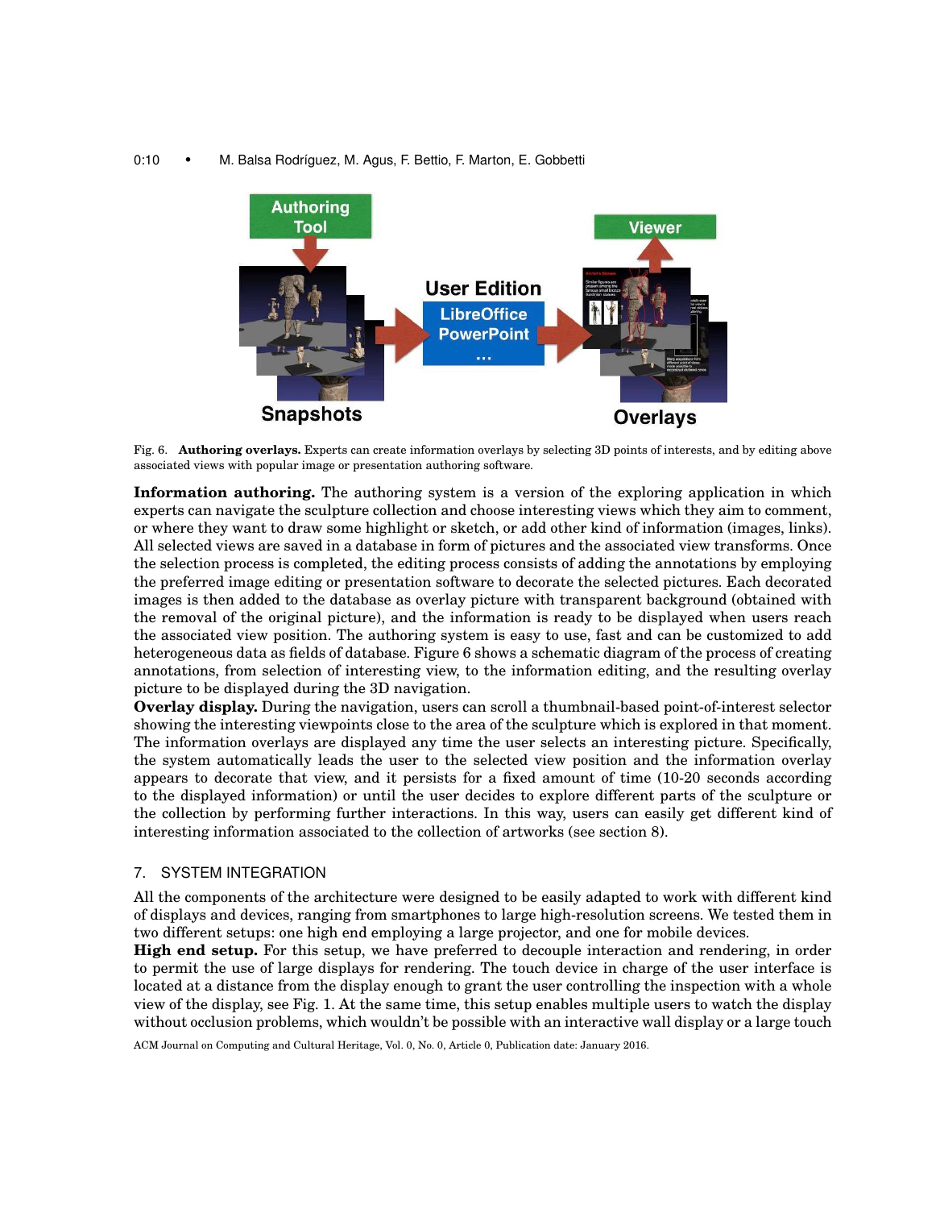Fig. 6. **Authoring overlays.** Experts can create information overlays by selecting 3D points of interests, and by editing above associated views with popular image or presentation authoring software.

**Information authoring.** The authoring system is a version of the exploring application in which experts can navigate the sculpture collection and choose interesting views which they aim to comment, or where they want to draw some highlight or sketch, or add other kind of information (images, links). All selected views are saved in a database in form of pictures and the associated view transforms. Once the selection process is completed, the editing process consists of adding the annotations by employing the preferred image editing or presentation software to decorate the selected pictures. Each decorated images is then added to the database as overlay picture with transparent background (obtained with the removal of the original picture), and the information is ready to be displayed when users reach the associated view position. The authoring system is easy to use, fast and can be customized to add heterogeneous data as fields of database. Figure 6 shows a schematic diagram of the process of creating annotations, from selection of interesting view, to the information editing, and the resulting overlay picture to be displayed during the 3D navigation.

**Overlay display.** During the navigation, users can scroll a thumbnail-based point-of-interest selector showing the interesting viewpoints close to the area of the sculpture which is explored in that moment. The information overlays are displayed any time the user selects an interesting picture. Specifically, the system automatically leads the user to the selected view position and the information overlay appears to decorate that view, and it persists for a fixed amount of time (10-20 seconds according to the displayed information) or until the user decides to explore different parts of the sculpture or the collection by performing further interactions. In this way, users can easily get different kind of interesting information associated to the collection of artworks (see section 8).

## 7. SYSTEM INTEGRATION

All the components of the architecture were designed to be easily adapted to work with different kind of displays and devices, ranging from smartphones to large high-resolution screens. We tested them in two different setups: one high end employing a large projector, and one for mobile devices.

**High end setup.** For this setup, we have preferred to decouple interaction and rendering, in order to permit the use of large displays for rendering. The touch device in charge of the user interface is located at a distance from the display enough to grant the user controlling the inspection with a whole view of the display, see Fig. 1. At the same time, this setup enables multiple users to watch the display without occlusion problems, which wouldn't be possible with an interactive wall display or a large touch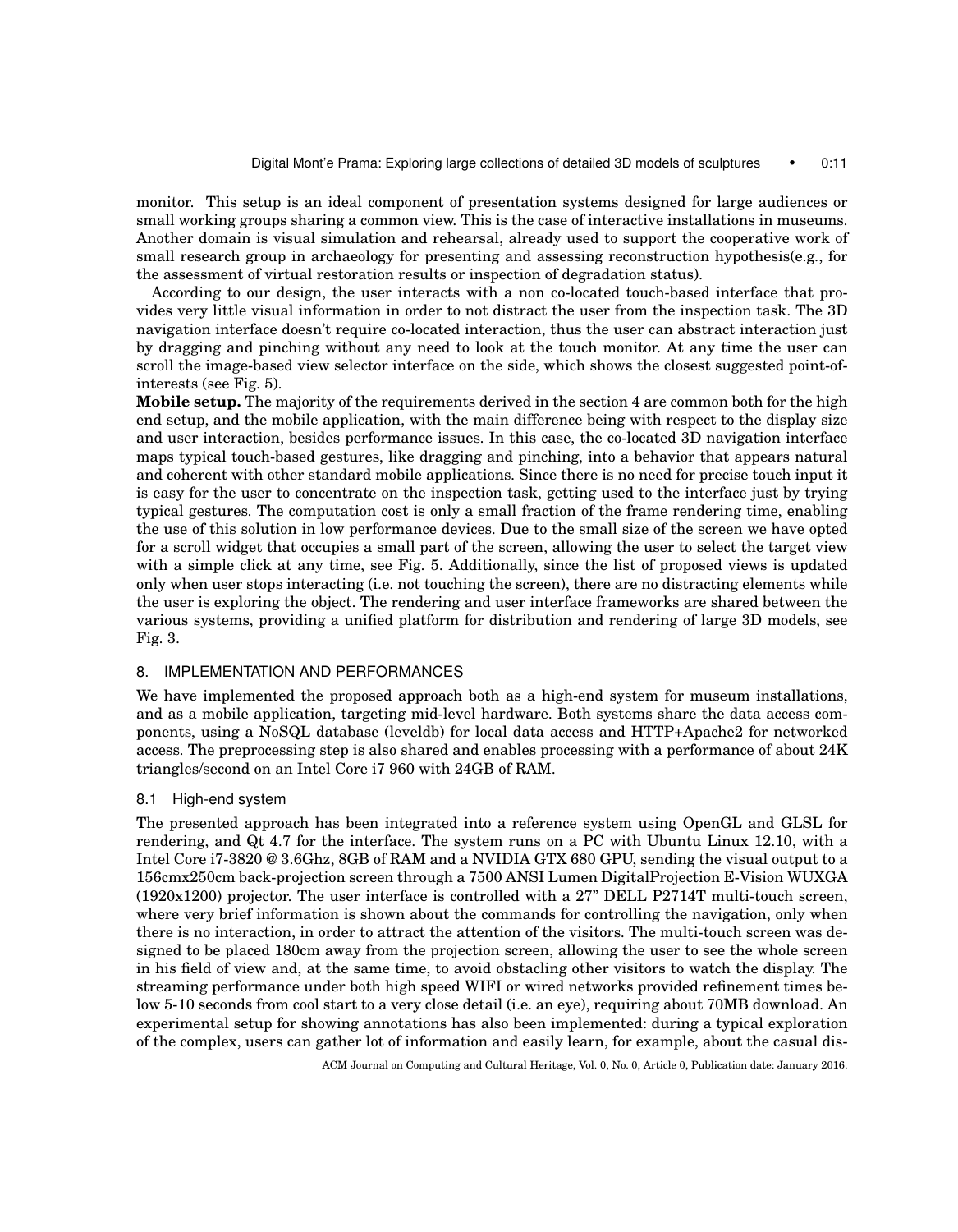monitor. This setup is an ideal component of presentation systems designed for large audiences or small working groups sharing a common view. This is the case of interactive installations in museums. Another domain is visual simulation and rehearsal, already used to support the cooperative work of small research group in archaeology for presenting and assessing reconstruction hypothesis(e.g., for the assessment of virtual restoration results or inspection of degradation status).

According to our design, the user interacts with a non co-located touch-based interface that provides very little visual information in order to not distract the user from the inspection task. The 3D navigation interface doesn't require co-located interaction, thus the user can abstract interaction just by dragging and pinching without any need to look at the touch monitor. At any time the user can scroll the image-based view selector interface on the side, which shows the closest suggested point-of-interests (see Fig. 5).

**Mobile setup.** The majority of the requirements derived in the section 4 are common both for the high end setup, and the mobile application, with the main difference being with respect to the display size and user interaction, besides performance issues. In this case, the co-located 3D navigation interface maps typical touch-based gestures, like dragging and pinching, into a behavior that appears natural and coherent with other standard mobile applications. Since there is no need for precise touch input it is easy for the user to concentrate on the inspection task, getting used to the interface just by trying typical gestures. The computation cost is only a small fraction of the frame rendering time, enabling the use of this solution in low performance devices. Due to the small size of the screen we have opted for a scroll widget that occupies a small part of the screen, allowing the user to select the target view with a simple click at any time, see Fig. 5. Additionally, since the list of proposed views is updated only when user stops interacting (i.e. not touching the screen), there are no distracting elements while the user is exploring the object. The rendering and user interface frameworks are shared between the various systems, providing a unified platform for distribution and rendering of large 3D models, see Fig. 3.

## 8. IMPLEMENTATION AND PERFORMANCES

We have implemented the proposed approach both as a high-end system for museum installations, and as a mobile application, targeting mid-level hardware. Both systems share the data access components, using a NoSQL database (leveldb) for local data access and HTTP+Apache2 for networked access. The preprocessing step is also shared and enables processing with a performance of about 24K triangles/second on an Intel Core i7 960 with 24GB of RAM.

### 8.1 High-end system

The presented approach has been integrated into a reference system using OpenGL and GLSL for rendering, and Qt 4.7 for the interface. The system runs on a PC with Ubuntu Linux 12.10, with a Intel Core i7-3820 @ 3.6Ghz, 8GB of RAM and a NVIDIA GTX 680 GPU, sending the visual output to a 156cmx250cm back-projection screen through a 7500 ANSI Lumen DigitalProjection E-Vision WUXGA (1920x1200) projector. The user interface is controlled with a 27" DELL P2714T multi-touch screen, where very brief information is shown about the commands for controlling the navigation, only when there is no interaction, in order to attract the attention of the visitors. The multi-touch screen was designed to be placed 180cm away from the projection screen, allowing the user to see the whole screen in his field of view and, at the same time, to avoid obstacling other visitors to watch the display. The streaming performance under both high speed WIFI or wired networks provided refinement times below 5-10 seconds from cool start to a very close detail (i.e. an eye), requiring about 70MB download. An experimental setup for showing annotations has also been implemented: during a typical exploration of the complex, users can gather lot of information and easily learn, for example, about the casual dis-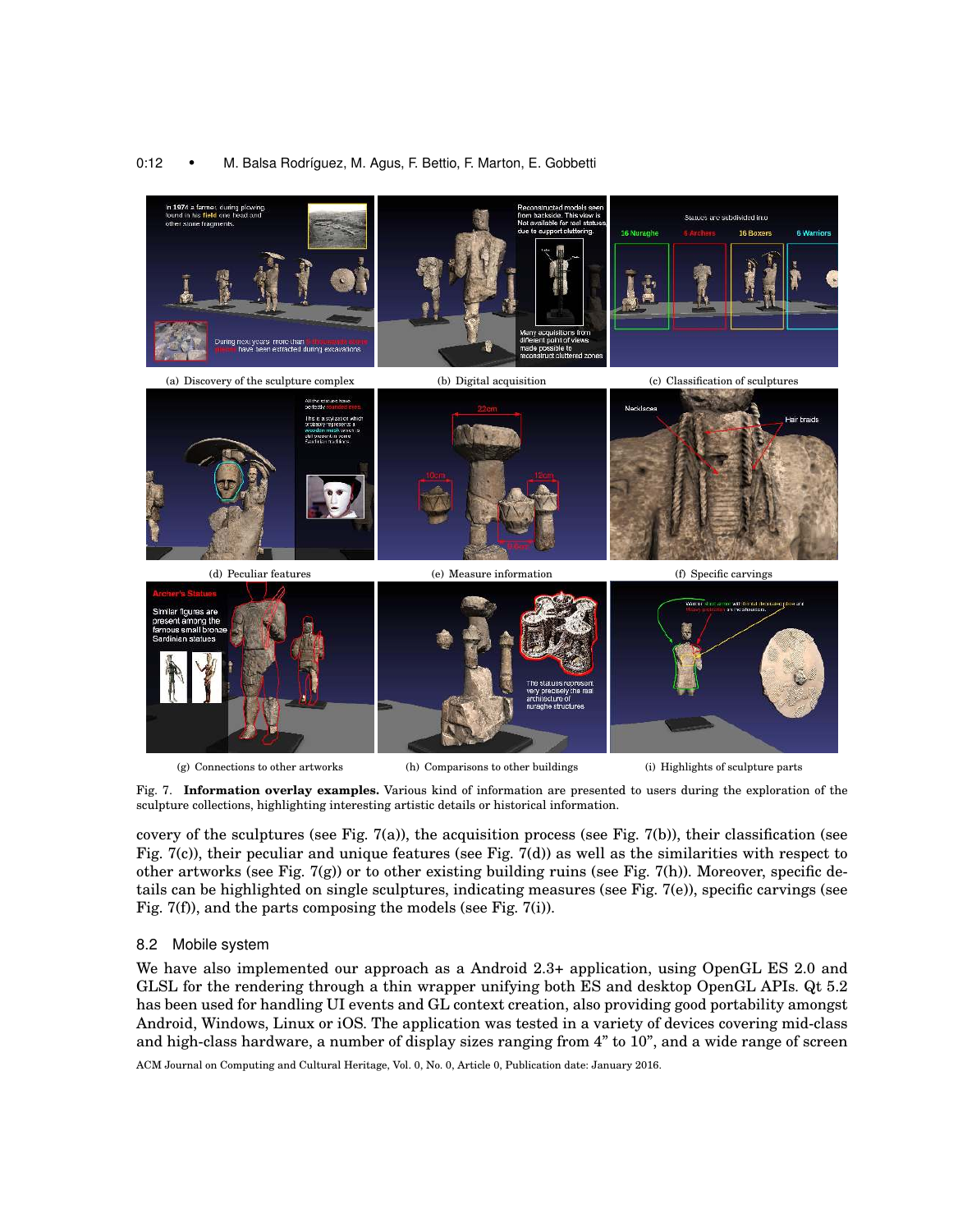(a) Discovery of the sculpture complex

(b) Digital acquisition

(c) Classification of sculptures

(d) Peculiar features

(e) Measure information

(f) Specific carvings

(g) Connections to other artworks

(h) Comparisons to other buildings

(i) Highlights of sculpture parts

Fig. 7. **Information overlay examples.** Various kind of information are presented to users during the exploration of the sculpture collections, highlighting interesting artistic details or historical information.

covery of the sculptures (see Fig. 7(a)), the acquisition process (see Fig. 7(b)), their classification (see Fig. 7(c)), their peculiar and unique features (see Fig. 7(d)) as well as the similarities with respect to other artworks (see Fig. 7(g)) or to other existing building ruins (see Fig. 7(h)). Moreover, specific details can be highlighted on single sculptures, indicating measures (see Fig. 7(e)), specific carvings (see Fig. 7(f)), and the parts composing the models (see Fig. 7(i)).

## 8.2 Mobile system

We have also implemented our approach as a Android 2.3+ application, using OpenGL ES 2.0 and GLSL for the rendering through a thin wrapper unifying both ES and desktop OpenGL APIs. Qt 5.2 has been used for handling UI events and GL context creation, also providing good portability amongst Android, Windows, Linux or iOS. The application was tested in a variety of devices covering mid-class and high-class hardware, a number of display sizes ranging from 4" to 10", and a wide range of screen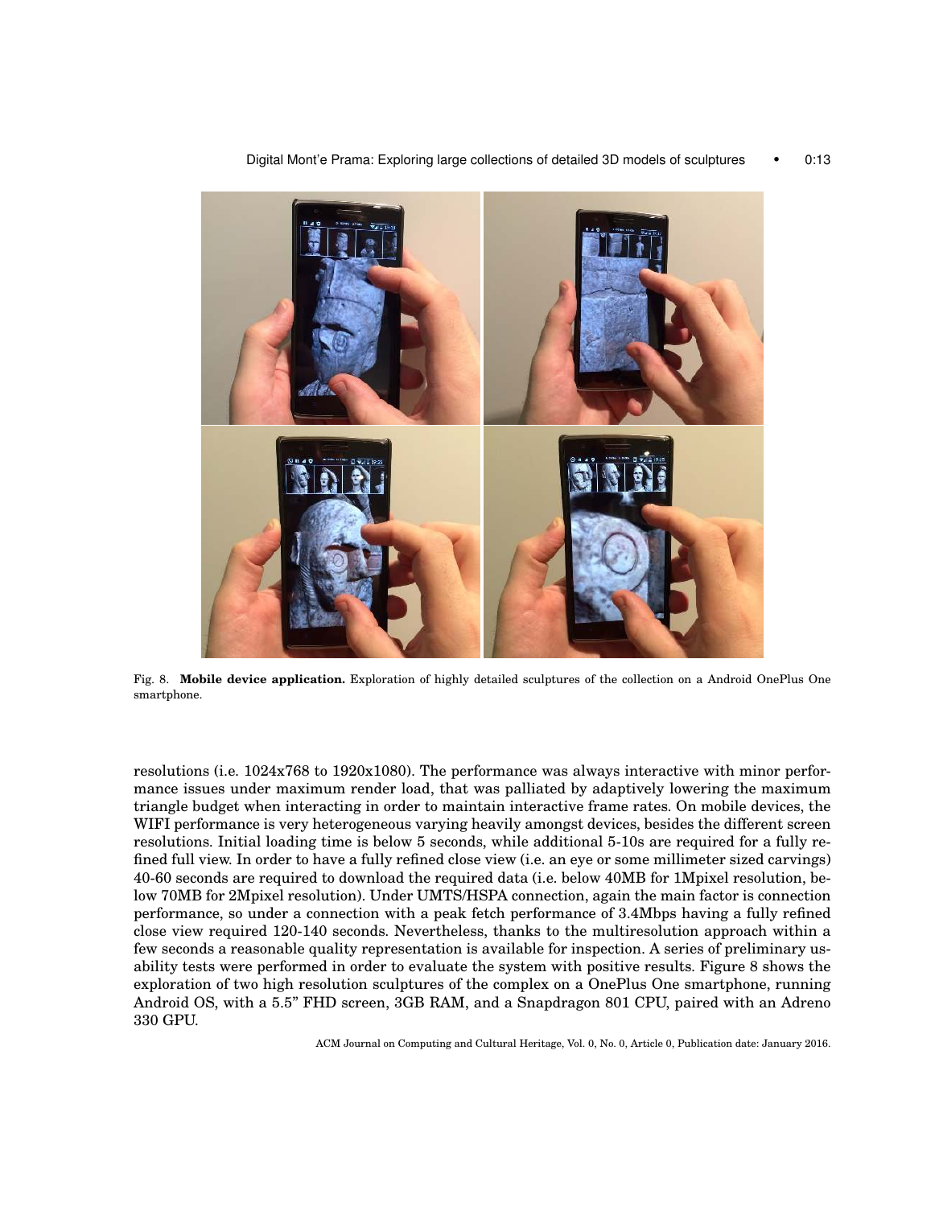Fig. 8. **Mobile device application.** Exploration of highly detailed sculptures of the collection on a Android OnePlus One smartphone.

resolutions (i.e. 1024x768 to 1920x1080). The performance was always interactive with minor performance issues under maximum render load, that was palliated by adaptively lowering the maximum triangle budget when interacting in order to maintain interactive frame rates. On mobile devices, the WIFI performance is very heterogeneous varying heavily amongst devices, besides the different screen resolutions. Initial loading time is below 5 seconds, while additional 5-10s are required for a fully refined full view. In order to have a fully refined close view (i.e. an eye or some millimeter sized carvings) 40-60 seconds are required to download the required data (i.e. below 40MB for 1Mpixel resolution, below 70MB for 2Mpixel resolution). Under UMTS/HSPA connection, again the main factor is connection performance, so under a connection with a peak fetch performance of 3.4Mbps having a fully refined close view required 120-140 seconds. Nevertheless, thanks to the multiresolution approach within a few seconds a reasonable quality representation is available for inspection. A series of preliminary usability tests were performed in order to evaluate the system with positive results. Figure 8 shows the exploration of two high resolution sculptures of the complex on a OnePlus One smartphone, running Android OS, with a 5.5" FHD screen, 3GB RAM, and a Snapdragon 801 CPU, paired with an Adreno 330 GPU.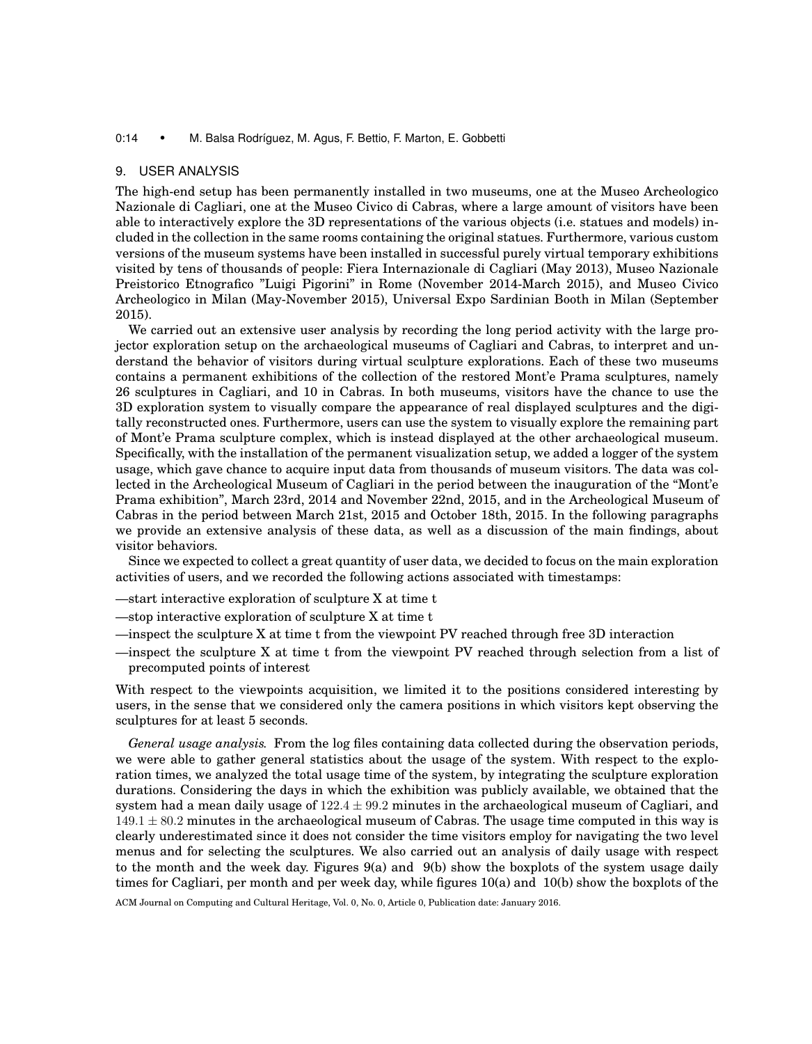## 9. USER ANALYSIS

The high-end setup has been permanently installed in two museums, one at the Museo Archeologico Nazionale di Cagliari, one at the Museo Civico di Cabras, where a large amount of visitors have been able to interactively explore the 3D representations of the various objects (i.e. statues and models) included in the collection in the same rooms containing the original statues. Furthermore, various custom versions of the museum systems have been installed in successful purely virtual temporary exhibitions visited by tens of thousands of people: Fiera Internazionale di Cagliari (May 2013), Museo Nazionale Preistorico Etnografico "Luigi Pigorini" in Rome (November 2014-March 2015), and Museo Civico Archeologico in Milan (May-November 2015), Universal Expo Sardinian Booth in Milan (September 2015).

We carried out an extensive user analysis by recording the long period activity with the large projector exploration setup on the archaeological museums of Cagliari and Cabras, to interpret and understand the behavior of visitors during virtual sculpture explorations. Each of these two museums contains a permanent exhibitions of the collection of the restored Mont'e Prama sculptures, namely 26 sculptures in Cagliari, and 10 in Cabras. In both museums, visitors have the chance to use the 3D exploration system to visually compare the appearance of real displayed sculptures and the digitally reconstructed ones. Furthermore, users can use the system to visually explore the remaining part of Mont'e Prama sculpture complex, which is instead displayed at the other archaeological museum. Specifically, with the installation of the permanent visualization setup, we added a logger of the system usage, which gave chance to acquire input data from thousands of museum visitors. The data was collected in the Archeological Museum of Cagliari in the period between the inauguration of the "Mont'e Prama exhibition", March 23rd, 2014 and November 22nd, 2015, and in the Archeological Museum of Cabras in the period between March 21st, 2015 and October 18th, 2015. In the following paragraphs we provide an extensive analysis of these data, as well as a discussion of the main findings, about visitor behaviors.

Since we expected to collect a great quantity of user data, we decided to focus on the main exploration activities of users, and we recorded the following actions associated with timestamps:

—start interactive exploration of sculpture X at time t

—stop interactive exploration of sculpture X at time t

—inspect the sculpture X at time t from the viewpoint PV reached through free 3D interaction

—inspect the sculpture X at time t from the viewpoint PV reached through selection from a list of precomputed points of interest

With respect to the viewpoints acquisition, we limited it to the positions considered interesting by users, in the sense that we considered only the camera positions in which visitors kept observing the sculptures for at least 5 seconds.

*General usage analysis.* From the log files containing data collected during the observation periods, we were able to gather general statistics about the usage of the system. With respect to the exploration times, we analyzed the total usage time of the system, by integrating the sculpture exploration durations. Considering the days in which the exhibition was publicly available, we obtained that the system had a mean daily usage of $122.4 \pm 99.2$ minutes in the archaeological museum of Cagliari, and $149.1 \pm 80.2$ minutes in the archaeological museum of Cabras. The usage time computed in this way is clearly underestimated since it does not consider the time visitors employ for navigating the two level menus and for selecting the sculptures. We also carried out an analysis of daily usage with respect to the month and the week day. Figures 9(a) and 9(b) show the boxplots of the system usage daily times for Cagliari, per month and per week day, while figures 10(a) and 10(b) show the boxplots of the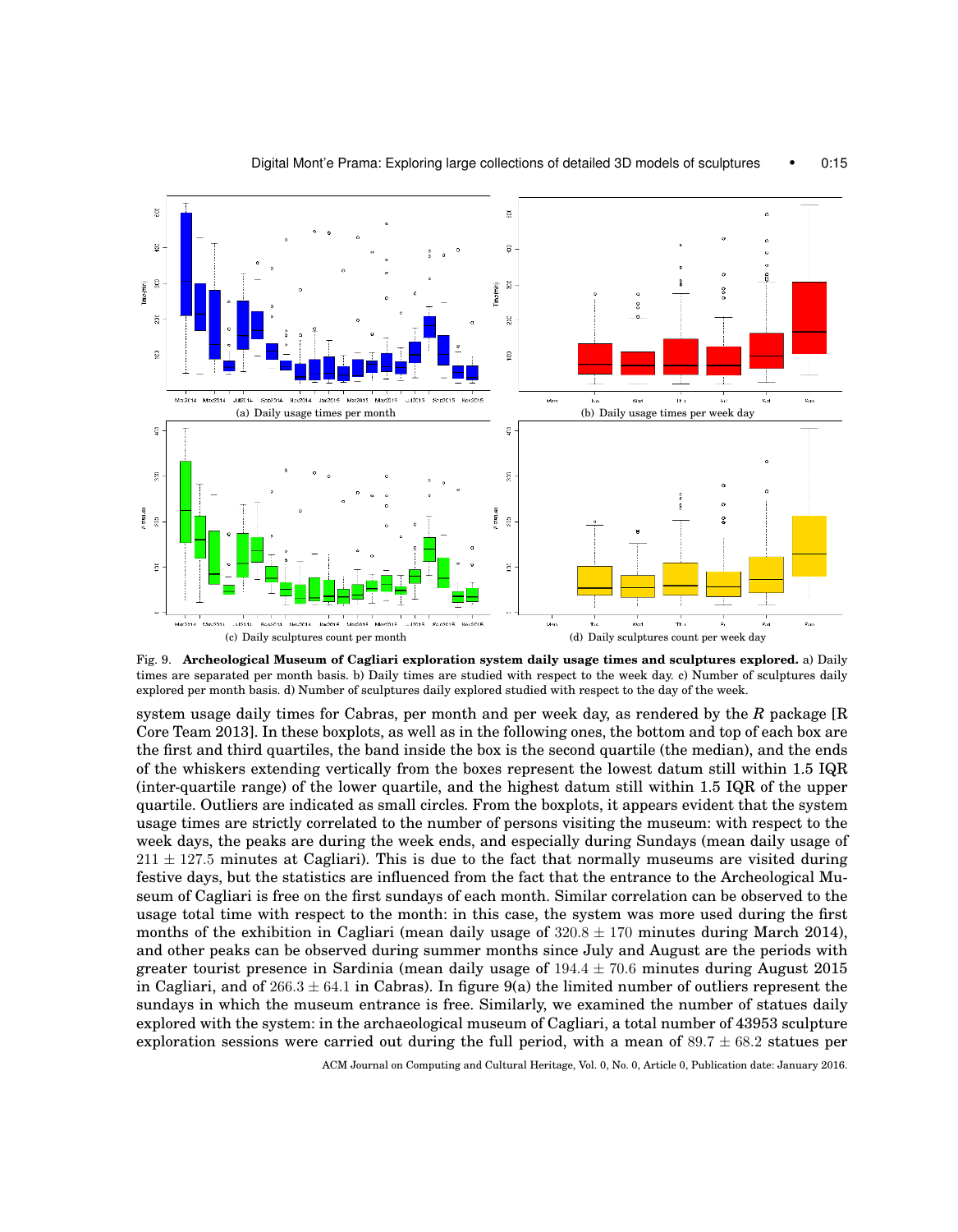(a) Daily usage times per month

(b) Daily usage times per week day

(c) Daily sculptures count per month

(d) Daily sculptures count per week day

Fig. 9. **Archeological Museum of Cagliari exploration system daily usage times and sculptures explored.** a) Daily times are separated per month basis. b) Daily times are studied with respect to the week day. c) Number of sculptures daily explored per month basis. d) Number of sculptures daily explored studied with respect to the day of the week.

system usage daily times for Cabras, per month and per week day, as rendered by the *R* package [R Core Team 2013]. In these boxplots, as well as in the following ones, the bottom and top of each box are the first and third quartiles, the band inside the box is the second quartile (the median), and the ends of the whiskers extending vertically from the boxes represent the lowest datum still within 1.5 IQR (inter-quartile range) of the lower quartile, and the highest datum still within 1.5 IQR of the upper quartile. Outliers are indicated as small circles. From the boxplots, it appears evident that the system usage times are strictly correlated to the number of persons visiting the museum: with respect to the week days, the peaks are during the week ends, and especially during Sundays (mean daily usage of $211 \pm 127.5$ minutes at Cagliari). This is due to the fact that normally museums are visited during festive days, but the statistics are influenced from the fact that the entrance to the Archeological Museum of Cagliari is free on the first sundays of each month. Similar correlation can be observed to the usage total time with respect to the month: in this case, the system was more used during the first months of the exhibition in Cagliari (mean daily usage of $320.8 \pm 170$ minutes during March 2014), and other peaks can be observed during summer months since July and August are the periods with greater tourist presence in Sardinia (mean daily usage of $194.4 \pm 70.6$ minutes during August 2015 in Cagliari, and of $266.3 \pm 64.1$ in Cabras). In figure 9(a) the limited number of outliers represent the sundays in which the museum entrance is free. Similarly, we examined the number of statues daily explored with the system: in the archaeological museum of Cagliari, a total number of 43953 sculpture exploration sessions were carried out during the full period, with a mean of $89.7 \pm 68.2$ statues per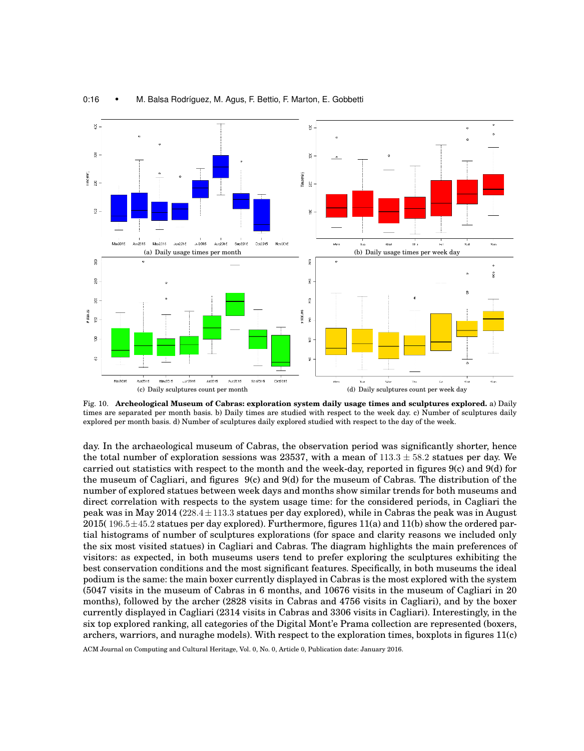(a) Daily usage times per month

(b) Daily usage times per week day

(c) Daily sculptures count per month

(d) Daily sculptures count per week day

Fig. 10. **Archeological Museum of Cabras: exploration system daily usage times and sculptures explored.** a) Daily times are separated per month basis. b) Daily times are studied with respect to the week day. c) Number of sculptures daily explored per month basis. d) Number of sculptures daily explored studied with respect to the day of the week.

day. In the archaeological museum of Cabras, the observation period was significantly shorter, hence the total number of exploration sessions was 23537, with a mean of $113.3 \pm 58.2$ statues per day. We carried out statistics with respect to the month and the week-day, reported in figures 9(c) and 9(d) for the museum of Cagliari, and figures 9(c) and 9(d) for the museum of Cabras. The distribution of the number of explored statues between week days and months show similar trends for both museums and direct correlation with respects to the system usage time: for the considered periods, in Cagliari the peak was in May 2014 ($228.4 \pm 113.3$ statues per day explored), while in Cabras the peak was in August 2015( $196.5 \pm 45.2$ statues per day explored). Furthermore, figures 11(a) and 11(b) show the ordered partial histograms of number of sculptures explorations (for space and clarity reasons we included only the six most visited statues) in Cagliari and Cabras. The diagram highlights the main preferences of visitors: as expected, in both museums users tend to prefer exploring the sculptures exhibiting the best conservation conditions and the most significant features. Specifically, in both museums the ideal podium is the same: the main boxer currently displayed in Cabras is the most explored with the system (5047 visits in the museum of Cabras in 6 months, and 10676 visits in the museum of Cagliari in 20 months), followed by the archer (2828 visits in Cabras and 4756 visits in Cagliari), and by the boxer currently displayed in Cagliari (2314 visits in Cabras and 3306 visits in Cagliari). Interestingly, in the six top explored ranking, all categories of the Digital Mont'e Prama collection are represented (boxers, archers, warriors, and nuraghe models). With respect to the exploration times, boxplots in figures 11(c)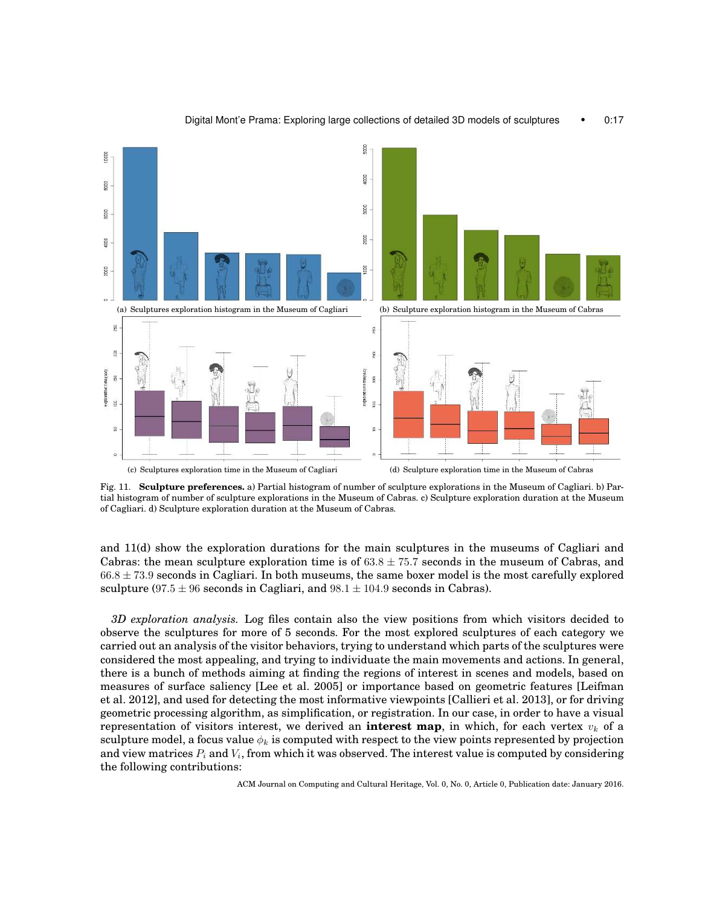(a) Sculptures exploration histogram in the Museum of Cagliari

(b) Sculpture exploration histogram in the Museum of Cabras

(c) Sculptures exploration time in the Museum of Cagliari

(d) Sculpture exploration time in the Museum of Cabras

Fig. 11. **Sculpture preferences.** a) Partial histogram of number of sculpture explorations in the Museum of Cagliari. b) Partial histogram of number of sculpture explorations in the Museum of Cabras. c) Sculpture exploration duration at the Museum of Cagliari. d) Sculpture exploration duration at the Museum of Cabras.

and 11(d) show the exploration durations for the main sculptures in the museums of Cagliari and Cabras: the mean sculpture exploration time is of $63.8 \pm 75.7$ seconds in the museum of Cabras, and $66.8 \pm 73.9$ seconds in Cagliari. In both museums, the same boxer model is the most carefully explored sculpture ($97.5 \pm 96$ seconds in Cagliari, and $98.1 \pm 104.9$ seconds in Cabras).

*3D exploration analysis.* Log files contain also the view positions from which visitors decided to observe the sculptures for more of 5 seconds. For the most explored sculptures of each category we carried out an analysis of the visitor behaviors, trying to understand which parts of the sculptures were considered the most appealing, and trying to individuate the main movements and actions. In general, there is a bunch of methods aiming at finding the regions of interest in scenes and models, based on measures of surface saliency [Lee et al. 2005] or importance based on geometric features [Leifman et al. 2012], and used for detecting the most informative viewpoints [Callieri et al. 2013], or for driving geometric processing algorithm, as simplification, or registration. In our case, in order to have a visual representation of visitors interest, we derived an **interest map**, in which, for each vertex $v_k$ of a sculpture model, a focus value $\phi_k$ is computed with respect to the view points represented by projection and view matrices $P_i$ and $V_i$, from which it was observed. The interest value is computed by considering the following contributions: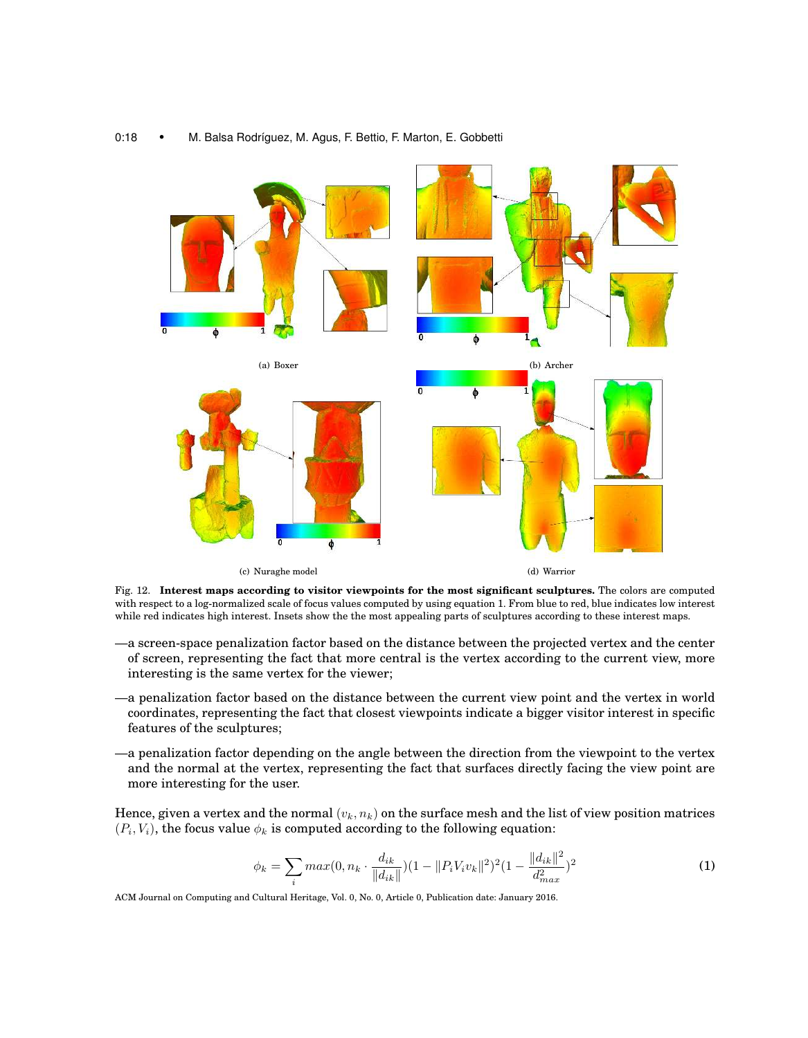(a) Boxer

(b) Archer

(c) Nuraghe model

(d) Warrior

Fig. 12. **Interest maps according to visitor viewpoints for the most significant sculptures.** The colors are computed with respect to a log-normalized scale of focus values computed by using equation 1. From blue to red, blue indicates low interest while red indicates high interest. Insets show the the most appealing parts of sculptures according to these interest maps.

- a screen-space penalization factor based on the distance between the projected vertex and the center of screen, representing the fact that more central is the vertex according to the current view, more interesting is the same vertex for the viewer;
- a penalization factor based on the distance between the current view point and the vertex in world coordinates, representing the fact that closest viewpoints indicate a bigger visitor interest in specific features of the sculptures;
- a penalization factor depending on the angle between the direction from the viewpoint to the vertex and the normal at the vertex, representing the fact that surfaces directly facing the view point are more interesting for the user.

Hence, given a vertex and the normal $(v_k, n_k)$ on the surface mesh and the list of view position matrices $(P_i, V_i)$, the focus value $\phi_k$ is computed according to the following equation:

$$\phi_k = \sum_i max(0, n_k \cdot \frac{d_{ik}}{\|d_{ik}\|})(1 - \|P_i V_i v_k\|^2)^2 (1 - \frac{\|d_{ik}\|^2}{d_{max}^2})^2 \quad (1)$$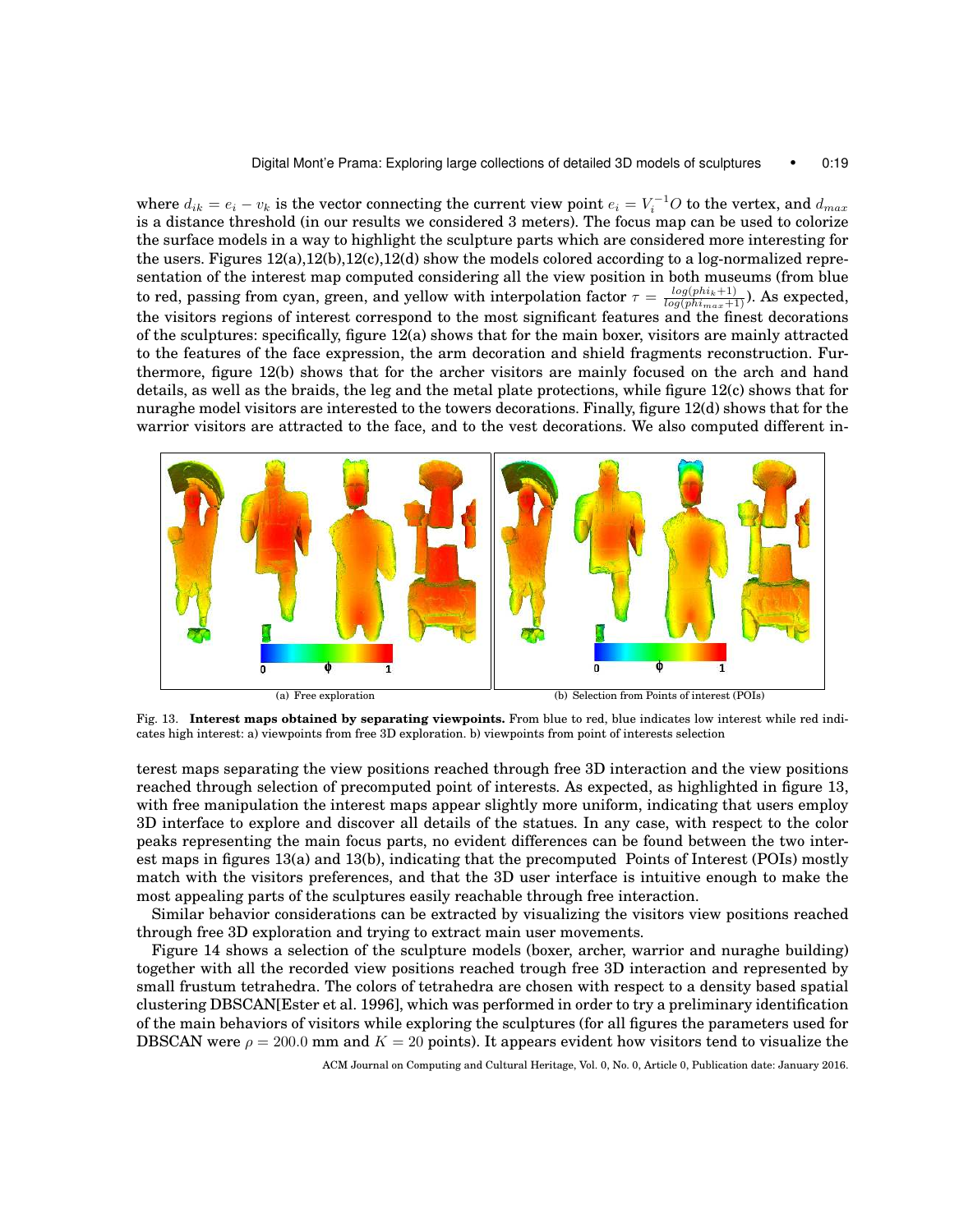where $d_{ik} = e_i - v_k$ is the vector connecting the current view point $e_i = V_i^{-1}O$ to the vertex, and $d_{max}$ is a distance threshold (in our results we considered 3 meters). The focus map can be used to colorize the surface models in a way to highlight the sculpture parts which are considered more interesting for the users. Figures 12(a),12(b),12(c),12(d) show the models colored according to a log-normalized representation of the interest map computed considering all the view position in both museums (from blue to red, passing from cyan, green, and yellow with interpolation factor $\tau = \frac{log(phi_k+1)}{log(phi_{max}+1)}$). As expected, the visitors regions of interest correspond to the most significant features and the finest decorations of the sculptures: specifically, figure 12(a) shows that for the main boxer, visitors are mainly attracted to the features of the face expression, the arm decoration and shield fragments reconstruction. Furthermore, figure 12(b) shows that for the archer visitors are mainly focused on the arch and hand details, as well as the braids, the leg and the metal plate protections, while figure 12(c) shows that for nuraghe model visitors are interested to the towers decorations. Finally, figure 12(d) shows that for the warrior visitors are attracted to the face, and to the vest decorations. We also computed different in-

(a) Free exploration

(b) Selection from Points of interest (POIs)

Fig. 13. **Interest maps obtained by separating viewpoints.** From blue to red, blue indicates low interest while red indicates high interest: a) viewpoints from free 3D exploration. b) viewpoints from point of interests selection

terest maps separating the view positions reached through free 3D interaction and the view positions reached through selection of precomputed point of interests. As expected, as highlighted in figure 13, with free manipulation the interest maps appear slightly more uniform, indicating that users employ 3D interface to explore and discover all details of the statues. In any case, with respect to the color peaks representing the main focus parts, no evident differences can be found between the two interest maps in figures 13(a) and 13(b), indicating that the precomputed Points of Interest (POIs) mostly match with the visitors preferences, and that the 3D user interface is intuitive enough to make the most appealing parts of the sculptures easily reachable through free interaction.

Similar behavior considerations can be extracted by visualizing the visitors view positions reached through free 3D exploration and trying to extract main user movements.

Figure 14 shows a selection of the sculpture models (boxer, archer, warrior and nuraghe building) together with all the recorded view positions reached trough free 3D interaction and represented by small frustum tetrahedra. The colors of tetrahedra are chosen with respect to a density based spatial clustering DBSCAN[Ester et al. 1996], which was performed in order to try a preliminary identification of the main behaviors of visitors while exploring the sculptures (for all figures the parameters used for DBSCAN were $\rho = 200.0$ mm and $K = 20$ points). It appears evident how visitors tend to visualize the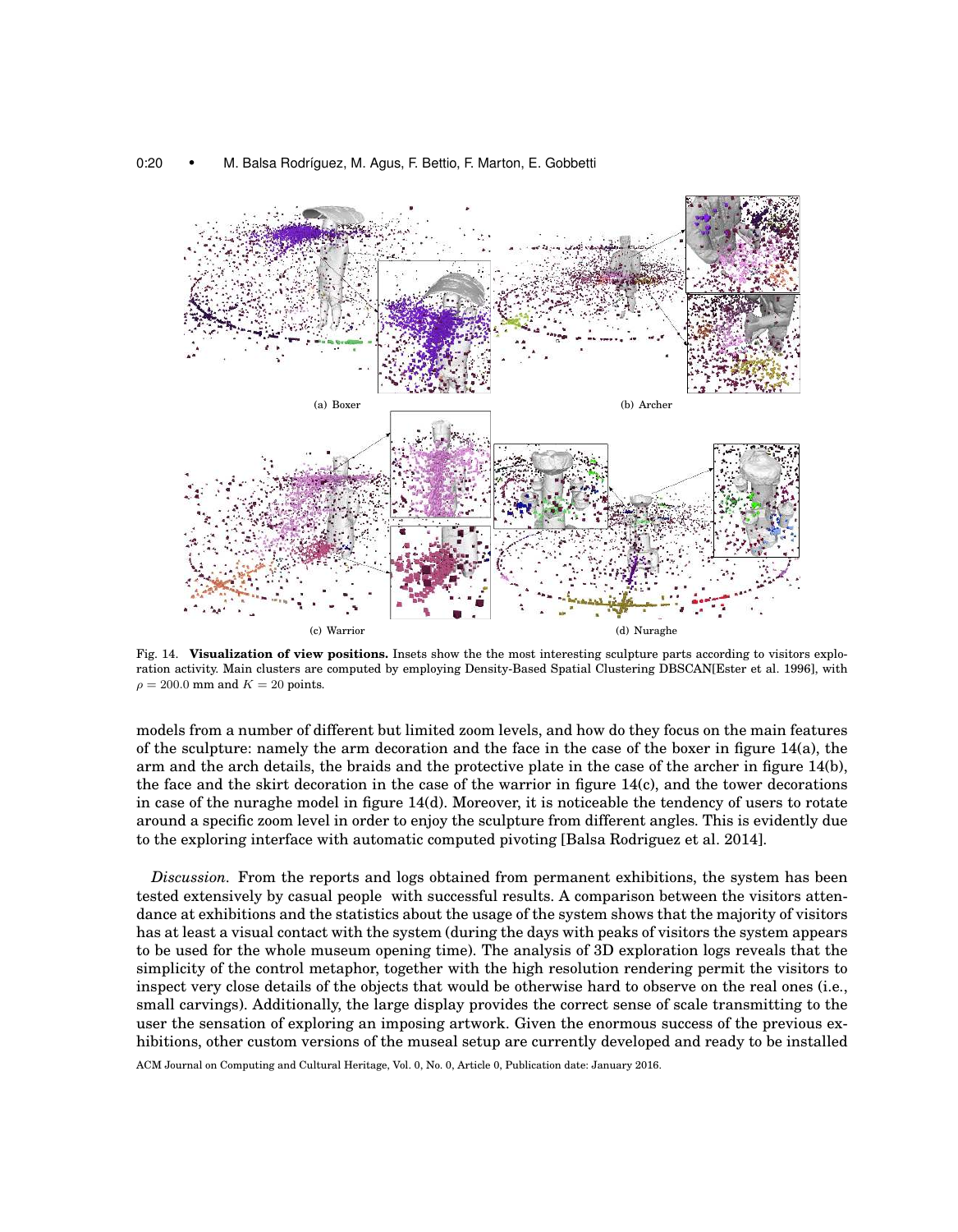(a) Boxer

(b) Archer

(c) Warrior

(d) Nuraghe

Fig. 14. **Visualization of view positions.** Insets show the the most interesting sculpture parts according to visitors exploration activity. Main clusters are computed by employing Density-Based Spatial Clustering DBSCAN[Ester et al. 1996], with $\rho = 200.0$ mm and $K = 20$ points.

models from a number of different but limited zoom levels, and how do they focus on the main features of the sculpture: namely the arm decoration and the face in the case of the boxer in figure 14(a), the arm and the arch details, the braids and the protective plate in the case of the archer in figure 14(b), the face and the skirt decoration in the case of the warrior in figure 14(c), and the tower decorations in case of the nuraghe model in figure 14(d). Moreover, it is noticeable the tendency of users to rotate around a specific zoom level in order to enjoy the sculpture from different angles. This is evidently due to the exploring interface with automatic computed pivoting [Balsa Rodriguez et al. 2014].

*Discussion.* From the reports and logs obtained from permanent exhibitions, the system has been tested extensively by casual people with successful results. A comparison between the visitors attendance at exhibitions and the statistics about the usage of the system shows that the majority of visitors has at least a visual contact with the system (during the days with peaks of visitors the system appears to be used for the whole museum opening time). The analysis of 3D exploration logs reveals that the simplicity of the control metaphor, together with the high resolution rendering permit the visitors to inspect very close details of the objects that would be otherwise hard to observe on the real ones (i.e., small carvings). Additionally, the large display provides the correct sense of scale transmitting to the user the sensation of exploring an imposing artwork. Given the enormous success of the previous exhibitions, other custom versions of the museal setup are currently developed and ready to be installed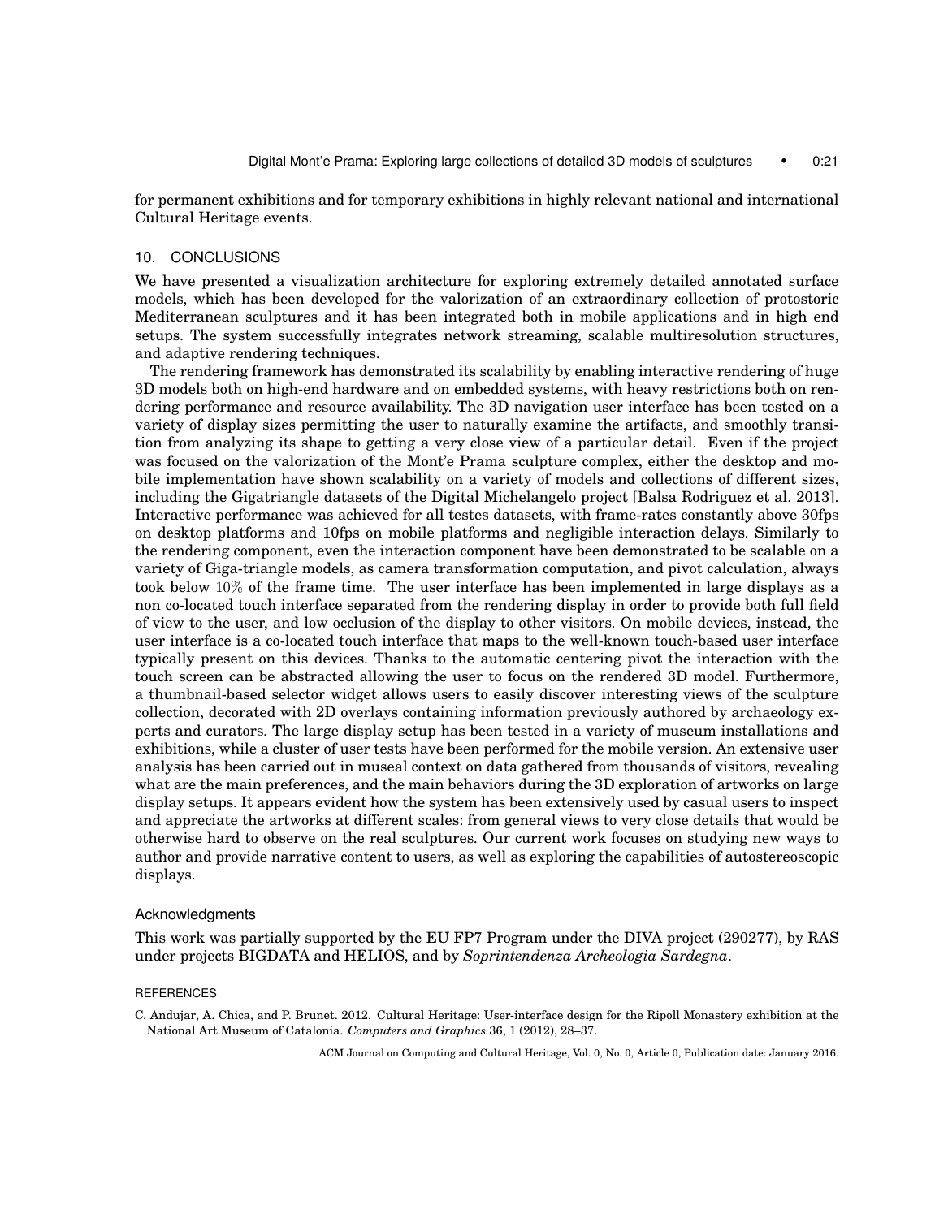for permanent exhibitions and for temporary exhibitions in highly relevant national and international Cultural Heritage events.

## 10. CONCLUSIONS

We have presented a visualization architecture for exploring extremely detailed annotated surface models, which has been developed for the valorization of an extraordinary collection of protostoric Mediterranean sculptures and it has been integrated both in mobile applications and in high end setups. The system successfully integrates network streaming, scalable multiresolution structures, and adaptive rendering techniques.

The rendering framework has demonstrated its scalability by enabling interactive rendering of huge 3D models both on high-end hardware and on embedded systems, with heavy restrictions both on rendering performance and resource availability. The 3D navigation user interface has been tested on a variety of display sizes permitting the user to naturally examine the artifacts, and smoothly transition from analyzing its shape to getting a very close view of a particular detail. Even if the project was focused on the valorization of the Mont'e Prama sculpture complex, either the desktop and mobile implementation have shown scalability on a variety of models and collections of different sizes, including the Gigatriangle datasets of the Digital Michelangelo project [Balsa Rodriguez et al. 2013]. Interactive performance was achieved for all testes datasets, with frame-rates constantly above 30fps on desktop platforms and 10fps on mobile platforms and negligible interaction delays. Similarly to the rendering component, even the interaction component have been demonstrated to be scalable on a variety of Giga-triangle models, as camera transformation computation, and pivot calculation, always took below $10\%$ of the frame time. The user interface has been implemented in large displays as a non co-located touch interface separated from the rendering display in order to provide both full field of view to the user, and low occlusion of the display to other visitors. On mobile devices, instead, the user interface is a co-located touch interface that maps to the well-known touch-based user interface typically present on this devices. Thanks to the automatic centering pivot the interaction with the touch screen can be abstracted allowing the user to focus on the rendered 3D model. Furthermore, a thumbnail-based selector widget allows users to easily discover interesting views of the sculpture collection, decorated with 2D overlays containing information previously authored by archaeology experts and curators. The large display setup has been tested in a variety of museum installations and exhibitions, while a cluster of user tests have been performed for the mobile version. An extensive user analysis has been carried out in museal context on data gathered from thousands of visitors, revealing what are the main preferences, and the main behaviors during the 3D exploration of artworks on large display setups. It appears evident how the system has been extensively used by casual users to inspect and appreciate the artworks at different scales: from general views to very close details that would be otherwise hard to observe on the real sculptures. Our current work focuses on studying new ways to author and provide narrative content to users, as well as exploring the capabilities of autostereoscopic displays.

### Acknowledgments

This work was partially supported by the EU FP7 Program under the DIVA project (290277), by RAS under projects BIGDATA and HELIOS, and by *Soprintendenza Archeologia Sardegna*.

## REFERENCES

C. Andujar, A. Chica, and P. Brunet. 2012. Cultural Heritage: User-interface design for the Ripoll Monastery exhibition at the National Art Museum of Catalonia. *Computers and Graphics* 36, 1 (2012), 28–37.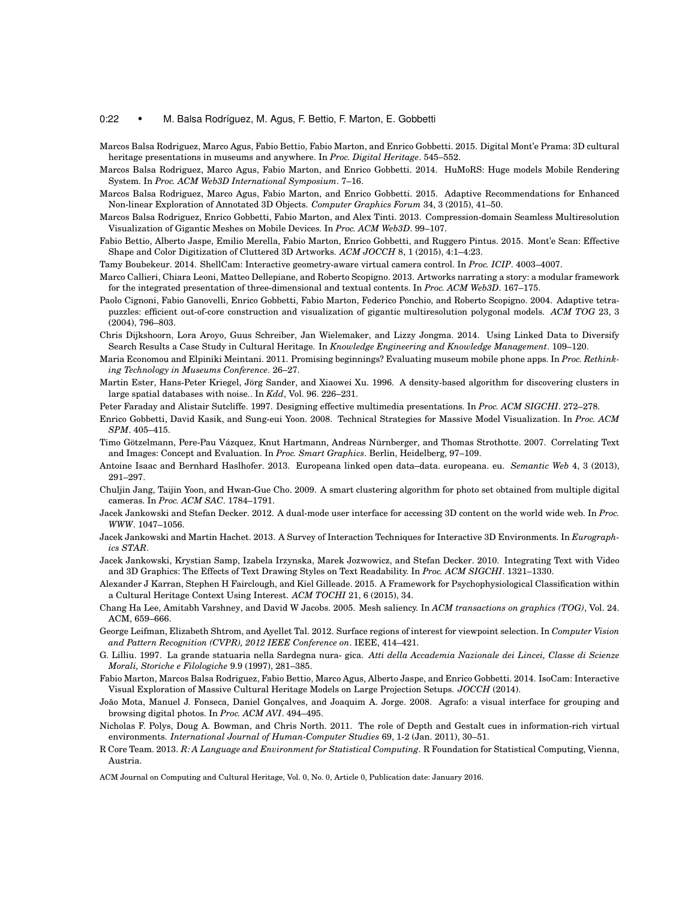Marcos Balsa Rodriguez, Marco Agus, Fabio Bettio, Fabio Marton, and Enrico Gobbetti. 2015. Digital Mont'e Prama: 3D cultural heritage presentations in museums and anywhere. In *Proc. Digital Heritage*. 545–552.

Marcos Balsa Rodriguez, Marco Agus, Fabio Marton, and Enrico Gobbetti. 2014. HuMoRS: Huge models Mobile Rendering System. In *Proc. ACM Web3D International Symposium*. 7–16.

Marcos Balsa Rodriguez, Marco Agus, Fabio Marton, and Enrico Gobbetti. 2015. Adaptive Recommendations for Enhanced Non-linear Exploration of Annotated 3D Objects. *Computer Graphics Forum* 34, 3 (2015), 41–50.

Marcos Balsa Rodriguez, Enrico Gobbetti, Fabio Marton, and Alex Tinti. 2013. Compression-domain Seamless Multiresolution Visualization of Gigantic Meshes on Mobile Devices. In *Proc. ACM Web3D*. 99–107.

Fabio Bettio, Alberto Jaspe, Emilio Merella, Fabio Marton, Enrico Gobbetti, and Ruggero Pintus. 2015. Mont'e Scan: Effective Shape and Color Digitization of Cluttered 3D Artworks. *ACM JOCCH* 8, 1 (2015), 4:1–4:23.

Tamy Boubekeur. 2014. ShellCam: Interactive geometry-aware virtual camera control. In *Proc. ICIP*. 4003–4007.

Marco Callieri, Chiara Leoni, Matteo Dellepiane, and Roberto Scopigno. 2013. Artworks narrating a story: a modular framework for the integrated presentation of three-dimensional and textual contents. In *Proc. ACM Web3D*. 167–175.

Paolo Cignoni, Fabio Ganovelli, Enrico Gobbetti, Fabio Marton, Federico Ponchio, and Roberto Scopigno. 2004. Adaptive tetrapuzzles: efficient out-of-core construction and visualization of gigantic multiresolution polygonal models. *ACM TOG* 23, 3 (2004), 796–803.

Chris Dijkshoorn, Lora Aroyo, Guus Schreiber, Jan Wielemaker, and Lizzy Jongma. 2014. Using Linked Data to Diversify Search Results a Case Study in Cultural Heritage. In *Knowledge Engineering and Knowledge Management*. 109–120.

Maria Economou and Elpiniki Meintani. 2011. Promising beginnings? Evaluating museum mobile phone apps. In *Proc. Rethinking Technology in Museums Conference*. 26–27.

Martin Ester, Hans-Peter Kriegel, Jörg Sander, and Xiaowei Xu. 1996. A density-based algorithm for discovering clusters in large spatial databases with noise.. In *Kdd*, Vol. 96. 226–231.

Peter Faraday and Alistair Sutcliffe. 1997. Designing effective multimedia presentations. In *Proc. ACM SIGCHI*. 272–278.

Enrico Gobbetti, David Kasik, and Sung-eui Yoon. 2008. Technical Strategies for Massive Model Visualization. In *Proc. ACM SPM*. 405–415.

Timo Götzelmann, Pere-Pau Vázquez, Knut Hartmann, Andreas Nürnberger, and Thomas Strothotte. 2007. Correlating Text and Images: Concept and Evaluation. In *Proc. Smart Graphics*. Berlin, Heidelberg, 97–109.

Antoine Isaac and Bernhard Haslhofer. 2013. Europeana linked open data–data. europeana. eu. *Semantic Web* 4, 3 (2013), 291–297.

Chuljin Jang, Taijin Yoon, and Hwan-Gue Cho. 2009. A smart clustering algorithm for photo set obtained from multiple digital cameras. In *Proc. ACM SAC*. 1784–1791.

Jacek Jankowski and Stefan Decker. 2012. A dual-mode user interface for accessing 3D content on the world wide web. In *Proc. WWW*. 1047–1056.

Jacek Jankowski and Martin Hachet. 2013. A Survey of Interaction Techniques for Interactive 3D Environments. In *Eurographics STAR*.

Jacek Jankowski, Krystian Samp, Izabela Irzynska, Marek Jozwowicz, and Stefan Decker. 2010. Integrating Text with Video and 3D Graphics: The Effects of Text Drawing Styles on Text Readability. In *Proc. ACM SIGCHI*. 1321–1330.

Alexander J Karran, Stephen H Fairclough, and Kiel Gilleade. 2015. A Framework for Psychophysiological Classification within a Cultural Heritage Context Using Interest. *ACM TOCHI* 21, 6 (2015), 34.

Chang Ha Lee, Amitabh Varshney, and David W Jacobs. 2005. Mesh saliency. In *ACM transactions on graphics (TOG)*, Vol. 24. ACM, 659–666.

George Leifman, Elizabeth Shtrom, and Ayellet Tal. 2012. Surface regions of interest for viewpoint selection. In *Computer Vision and Pattern Recognition (CVPR), 2012 IEEE Conference on*. IEEE, 414–421.

G. Lilliu. 1997. La grande statuaria nella Sardegna nura- gica. *Atti della Accademia Nazionale dei Lincei, Classe di Scienze Morali, Storiche e Filologiche* 9.9 (1997), 281–385.

Fabio Marton, Marcos Balsa Rodriguez, Fabio Bettio, Marco Agus, Alberto Jaspe, and Enrico Gobbetti. 2014. IsoCam: Interactive Visual Exploration of Massive Cultural Heritage Models on Large Projection Setups. *JOCCH* (2014).

João Mota, Manuel J. Fonseca, Daniel Gonçalves, and Joaquim A. Jorge. 2008. Agrafo: a visual interface for grouping and browsing digital photos. In *Proc. ACM AVI*. 494–495.

Nicholas F. Polys, Doug A. Bowman, and Chris North. 2011. The role of Depth and Gestalt cues in information-rich virtual environments. *International Journal of Human-Computer Studies* 69, 1-2 (Jan. 2011), 30–51.

R Core Team. 2013. *R: A Language and Environment for Statistical Computing*. R Foundation for Statistical Computing, Vienna, Austria.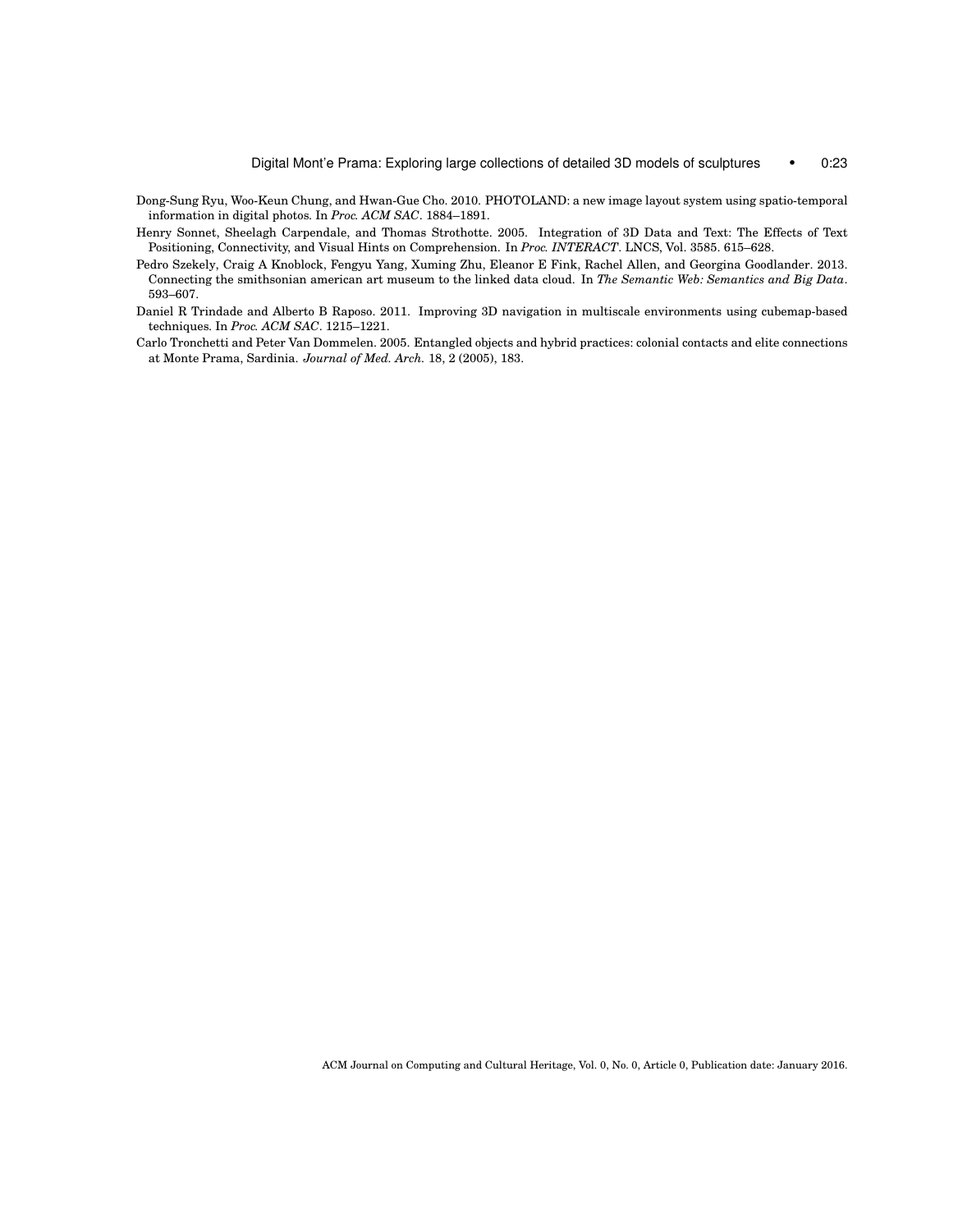Dong-Sung Ryu, Woo-Keun Chung, and Hwan-Gue Cho. 2010. PHOTOLAND: a new image layout system using spatio-temporal information in digital photos. In *Proc. ACM SAC*. 1884–1891.

Henry Sonnet, Sheelagh Carpendale, and Thomas Strothotte. 2005. Integration of 3D Data and Text: The Effects of Text Positioning, Connectivity, and Visual Hints on Comprehension. In *Proc. INTERACT*. LNCS, Vol. 3585. 615–628.

Pedro Szekely, Craig A Knoblock, Fengyu Yang, Xuming Zhu, Eleanor E Fink, Rachel Allen, and Georgina Goodlander. 2013. Connecting the smithsonian american art museum to the linked data cloud. In *The Semantic Web: Semantics and Big Data*. 593–607.

Daniel R Trindade and Alberto B Raposo. 2011. Improving 3D navigation in multiscale environments using cubemap-based techniques. In *Proc. ACM SAC*. 1215–1221.

Carlo Tronchetti and Peter Van Dommelen. 2005. Entangled objects and hybrid practices: colonial contacts and elite connections at Monte Prama, Sardinia. *Journal of Med. Arch.* 18, 2 (2005), 183.